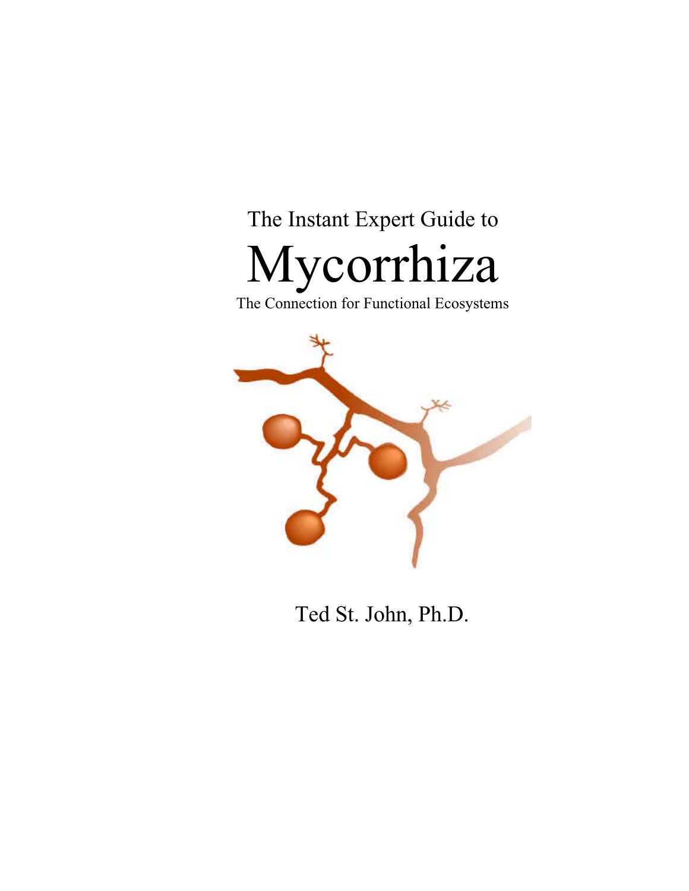The Instant Expert Guide to

# Mycorrhiza

The Connection for Functional Ecosystems

Ted St. John, Ph.D.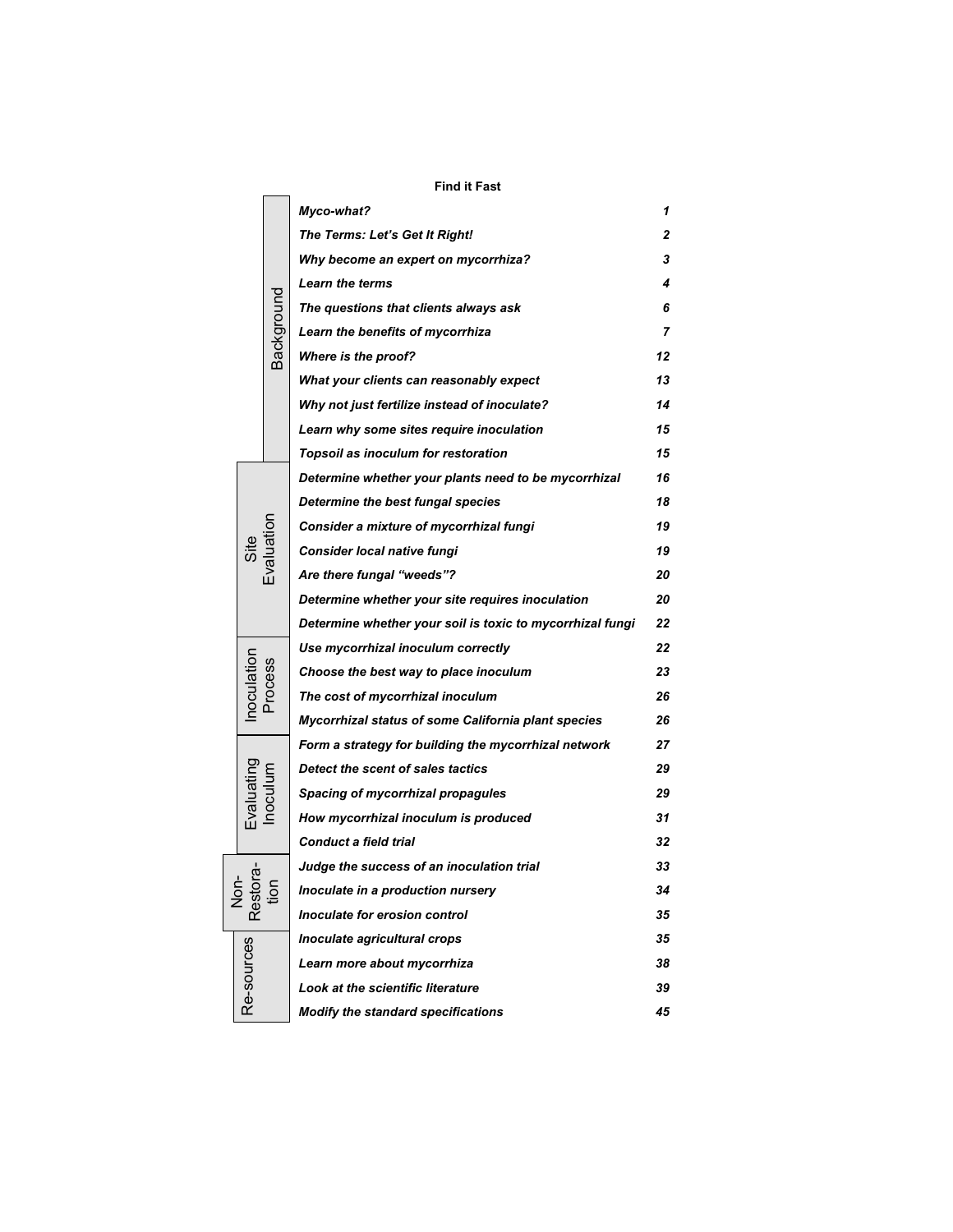**Find it Fast**

| Section | Topic | Page |
|---|---|---|
| Background | *Myco-what?* | *1* |
| | *The Terms: Let's Get It Right!* | *2* |
| | *Why become an expert on mycorrhiza?* | *3* |
| | *Learn the terms* | *4* |
| | *The questions that clients always ask* | *6* |
| | *Learn the benefits of mycorrhiza* | *7* |
| | *Where is the proof?* | *12* |
| | *What your clients can reasonably expect* | *13* |
| | *Why not just fertilize instead of inoculate?* | *14* |
| | *Learn why some sites require inoculation* | *15* |
| | *Topsoil as inoculum for restoration* | *15* |
| Site Evaluation | *Determine whether your plants need to be mycorrhizal* | *16* |
| | *Determine the best fungal species* | *18* |
| | *Consider a mixture of mycorrhizal fungi* | *19* |
| | *Consider local native fungi* | *19* |
| | *Are there fungal "weeds"?* | *20* |
| | *Determine whether your site requires inoculation* | *20* |
| | *Determine whether your soil is toxic to mycorrhizal fungi* | *22* |
| Inoculation Process | *Use mycorrhizal inoculum correctly* | *22* |
| | *Choose the best way to place inoculum* | *23* |
| | *The cost of mycorrhizal inoculum* | *26* |
| | *Mycorrhizal status of some California plant species* | *26* |
| Evaluating Inoculum | *Form a strategy for building the mycorrhizal network* | *27* |
| | *Detect the scent of sales tactics* | *29* |
| | *Spacing of mycorrhizal propagules* | *29* |
| | *How mycorrhizal inoculum is produced* | *31* |
| | *Conduct a field trial* | *32* |
| Non-Restora-tion | *Judge the success of an inoculation trial* | *33* |
| | *Inoculate in a production nursery* | *34* |
| | *Inoculate for erosion control* | *35* |
| Re-sources | *Inoculate agricultural crops* | *35* |
| | *Learn more about mycorrhiza* | *38* |
| | *Look at the scientific literature* | *39* |
| | *Modify the standard specifications* | *45* |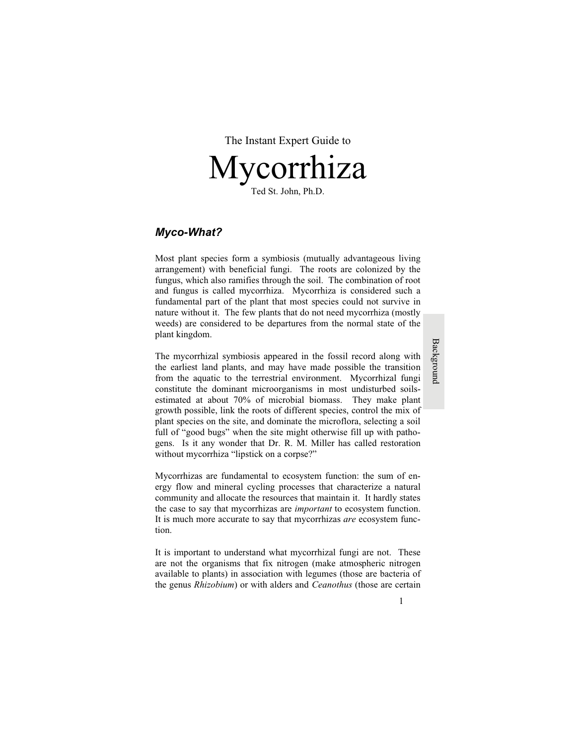The Instant Expert Guide to

# Mycorrhiza

Ted St. John, Ph.D.

## *Myco-What?*

Most plant species form a symbiosis (mutually advantageous living arrangement) with beneficial fungi. The roots are colonized by the fungus, which also ramifies through the soil. The combination of root and fungus is called mycorrhiza. Mycorrhiza is considered such a fundamental part of the plant that most species could not survive in nature without it. The few plants that do not need mycorrhiza (mostly weeds) are considered to be departures from the normal state of the plant kingdom.

The mycorrhizal symbiosis appeared in the fossil record along with the earliest land plants, and may have made possible the transition from the aquatic to the terrestrial environment. Mycorrhizal fungi constitute the dominant microorganisms in most undisturbed soils-estimated at about 70% of microbial biomass. They make plant growth possible, link the roots of different species, control the mix of plant species on the site, and dominate the microflora, selecting a soil full of "good bugs" when the site might otherwise fill up with pathogens. Is it any wonder that Dr. R. M. Miller has called restoration without mycorrhiza "lipstick on a corpse?"

Mycorrhizas are fundamental to ecosystem function: the sum of energy flow and mineral cycling processes that characterize a natural community and allocate the resources that maintain it. It hardly states the case to say that mycorrhizas are *important* to ecosystem function. It is much more accurate to say that mycorrhizas *are* ecosystem function.

It is important to understand what mycorrhizal fungi are not. These are not the organisms that fix nitrogen (make atmospheric nitrogen available to plants) in association with legumes (those are bacteria of the genus *Rhizobium*) or with alders and *Ceanothus* (those are certain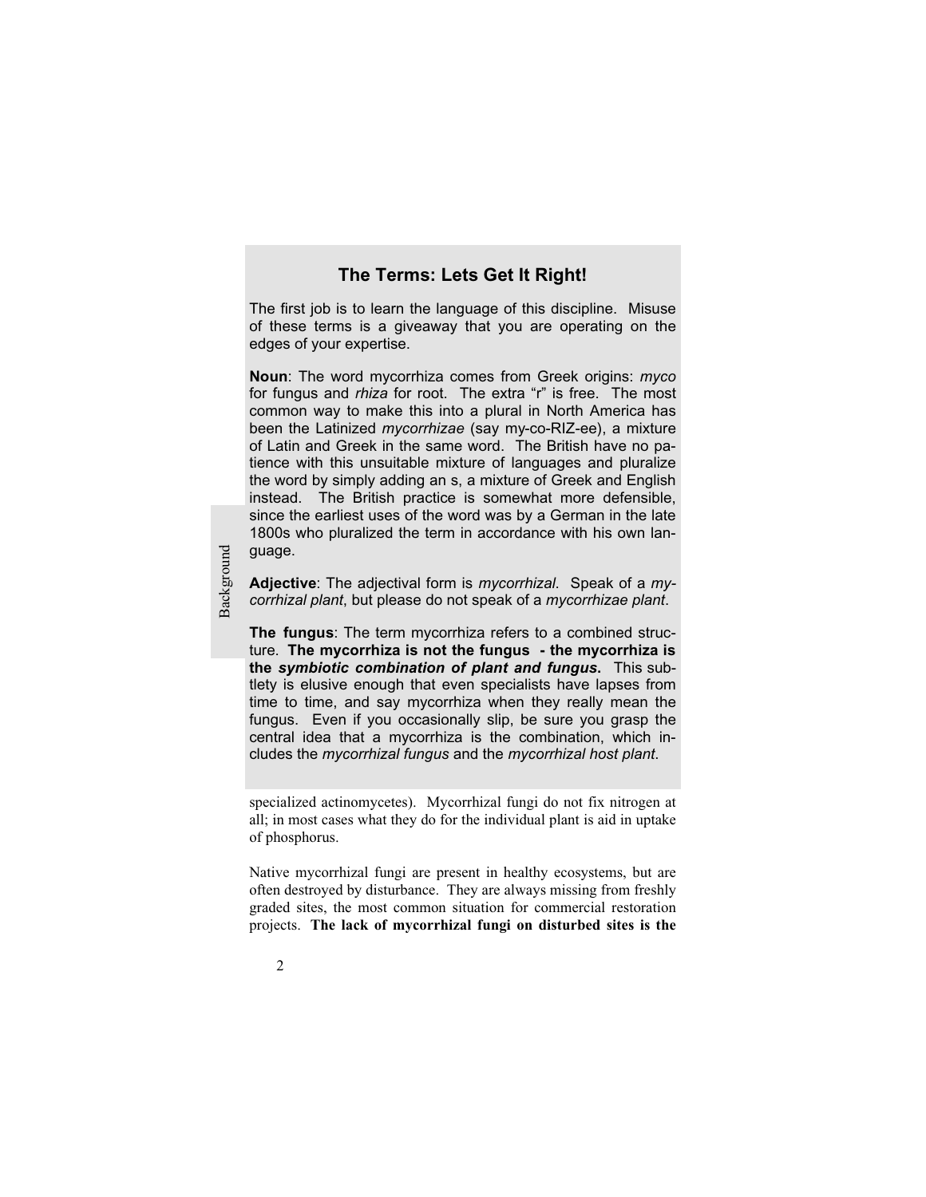## The Terms: Lets Get It Right!

The first job is to learn the language of this discipline. Misuse of these terms is a giveaway that you are operating on the edges of your expertise.

**Noun**: The word mycorrhiza comes from Greek origins: *myco* for fungus and *rhiza* for root. The extra "r" is free. The most common way to make this into a plural in North America has been the Latinized *mycorrhizae* (say my-co-RIZ-ee), a mixture of Latin and Greek in the same word. The British have no patience with this unsuitable mixture of languages and pluralize the word by simply adding an s, a mixture of Greek and English instead. The British practice is somewhat more defensible, since the earliest uses of the word was by a German in the late 1800s who pluralized the term in accordance with his own language.

**Adjective**: The adjectival form is *mycorrhizal*. Speak of a *mycorrhizal plant*, but please do not speak of a *mycorrhizae plant*.

**The fungus**: The term mycorrhiza refers to a combined structure. **The mycorrhiza is not the fungus - the mycorrhiza is the *symbiotic combination of plant and fungus*.** This subtlety is elusive enough that even specialists have lapses from time to time, and say mycorrhiza when they really mean the fungus. Even if you occasionally slip, be sure you grasp the central idea that a mycorrhiza is the combination, which includes the *mycorrhizal fungus* and the *mycorrhizal host plant*.

specialized actinomycetes). Mycorrhizal fungi do not fix nitrogen at all; in most cases what they do for the individual plant is aid in uptake of phosphorus.

Native mycorrhizal fungi are present in healthy ecosystems, but are often destroyed by disturbance. They are always missing from freshly graded sites, the most common situation for commercial restoration projects. **The lack of mycorrhizal fungi on disturbed sites is the**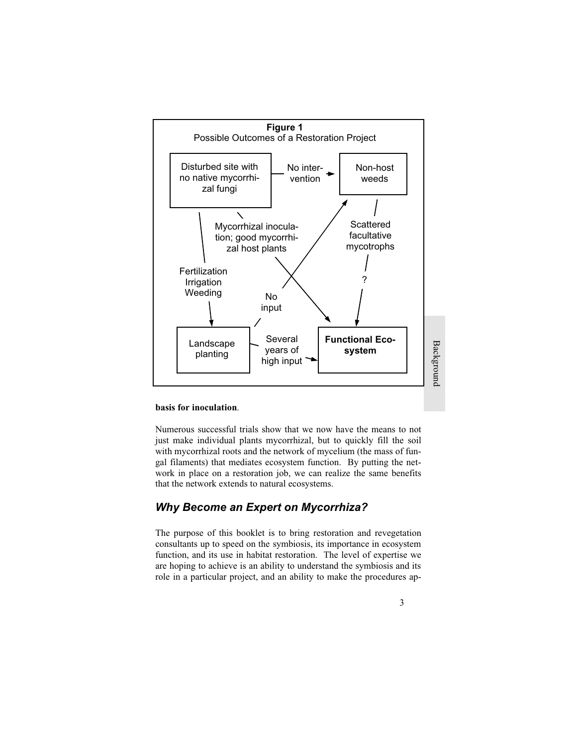**Figure 1**
Possible Outcomes of a Restoration Project

- Disturbed site with no native mycorrhizal fungi → (No intervention) → Non-host weeds
- Disturbed site with no native mycorrhizal fungi → (Mycorrhizal inoculation; good mycorrhizal host plants) → **Functional Ecosystem**
- Disturbed site with no native mycorrhizal fungi → (Fertilization, Irrigation, Weeding) → Landscape planting
- Landscape planting → (No input) → Non-host weeds
- Landscape planting → (Several years of high input) → **Functional Ecosystem**
- Non-host weeds → (Scattered facultative mycotrophs ?) → **Functional Ecosystem**

**basis for inoculation**.

Numerous successful trials show that we now have the means to not just make individual plants mycorrhizal, but to quickly fill the soil with mycorrhizal roots and the network of mycelium (the mass of fungal filaments) that mediates ecosystem function. By putting the network in place on a restoration job, we can realize the same benefits that the network extends to natural ecosystems.

## *Why Become an Expert on Mycorrhiza?*

The purpose of this booklet is to bring restoration and revegetation consultants up to speed on the symbiosis, its importance in ecosystem function, and its use in habitat restoration. The level of expertise we are hoping to achieve is an ability to understand the symbiosis and its role in a particular project, and an ability to make the procedures ap-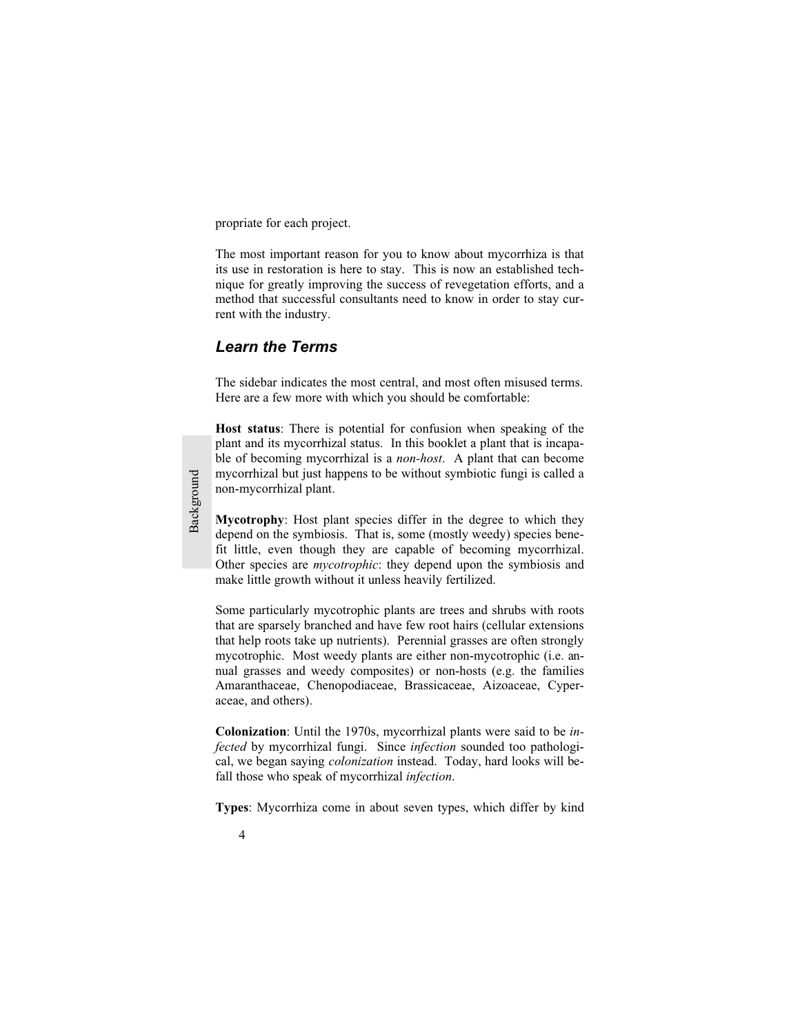propriate for each project.

The most important reason for you to know about mycorrhiza is that its use in restoration is here to stay. This is now an established technique for greatly improving the success of revegetation efforts, and a method that successful consultants need to know in order to stay current with the industry.

## *Learn the Terms*

The sidebar indicates the most central, and most often misused terms. Here are a few more with which you should be comfortable:

**Host status**: There is potential for confusion when speaking of the plant and its mycorrhizal status. In this booklet a plant that is incapable of becoming mycorrhizal is a *non-host*. A plant that can become mycorrhizal but just happens to be without symbiotic fungi is called a non-mycorrhizal plant.

**Mycotrophy**: Host plant species differ in the degree to which they depend on the symbiosis. That is, some (mostly weedy) species benefit little, even though they are capable of becoming mycorrhizal. Other species are *mycotrophic*: they depend upon the symbiosis and make little growth without it unless heavily fertilized.

Some particularly mycotrophic plants are trees and shrubs with roots that are sparsely branched and have few root hairs (cellular extensions that help roots take up nutrients). Perennial grasses are often strongly mycotrophic. Most weedy plants are either non-mycotrophic (i.e. annual grasses and weedy composites) or non-hosts (e.g. the families Amaranthaceae, Chenopodiaceae, Brassicaceae, Aizoaceae, Cyperaceae, and others).

**Colonization**: Until the 1970s, mycorrhizal plants were said to be *infected* by mycorrhizal fungi. Since *infection* sounded too pathological, we began saying *colonization* instead. Today, hard looks will befall those who speak of mycorrhizal *infection*.

**Types**: Mycorrhiza come in about seven types, which differ by kind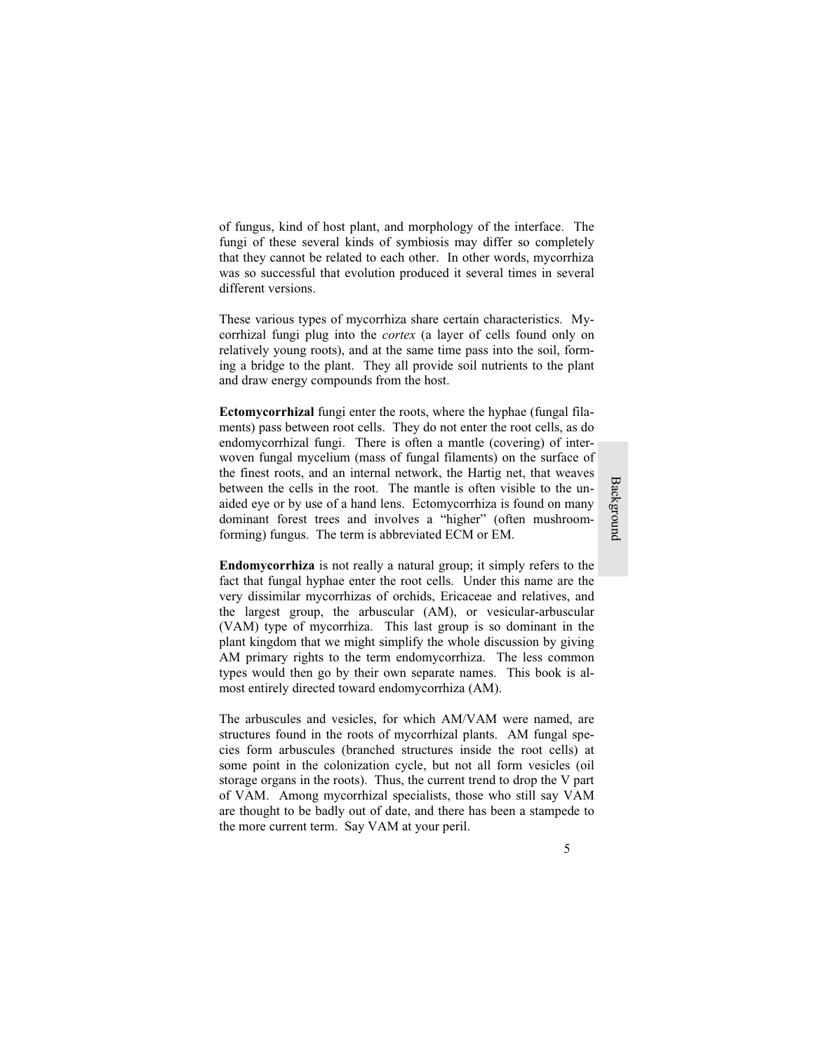of fungus, kind of host plant, and morphology of the interface. The fungi of these several kinds of symbiosis may differ so completely that they cannot be related to each other. In other words, mycorrhiza was so successful that evolution produced it several times in several different versions.

These various types of mycorrhiza share certain characteristics. Mycorrhizal fungi plug into the *cortex* (a layer of cells found only on relatively young roots), and at the same time pass into the soil, forming a bridge to the plant. They all provide soil nutrients to the plant and draw energy compounds from the host.

**Ectomycorrhizal** fungi enter the roots, where the hyphae (fungal filaments) pass between root cells. They do not enter the root cells, as do endomycorrhizal fungi. There is often a mantle (covering) of interwoven fungal mycelium (mass of fungal filaments) on the surface of the finest roots, and an internal network, the Hartig net, that weaves between the cells in the root. The mantle is often visible to the unaided eye or by use of a hand lens. Ectomycorrhiza is found on many dominant forest trees and involves a "higher" (often mushroom-forming) fungus. The term is abbreviated ECM or EM.

**Endomycorrhiza** is not really a natural group; it simply refers to the fact that fungal hyphae enter the root cells. Under this name are the very dissimilar mycorrhizas of orchids, Ericaceae and relatives, and the largest group, the arbuscular (AM), or vesicular-arbuscular (VAM) type of mycorrhiza. This last group is so dominant in the plant kingdom that we might simplify the whole discussion by giving AM primary rights to the term endomycorrhiza. The less common types would then go by their own separate names. This book is almost entirely directed toward endomycorrhiza (AM).

The arbuscules and vesicles, for which AM/VAM were named, are structures found in the roots of mycorrhizal plants. AM fungal species form arbuscules (branched structures inside the root cells) at some point in the colonization cycle, but not all form vesicles (oil storage organs in the roots). Thus, the current trend to drop the V part of VAM. Among mycorrhizal specialists, those who still say VAM are thought to be badly out of date, and there has been a stampede to the more current term. Say VAM at your peril.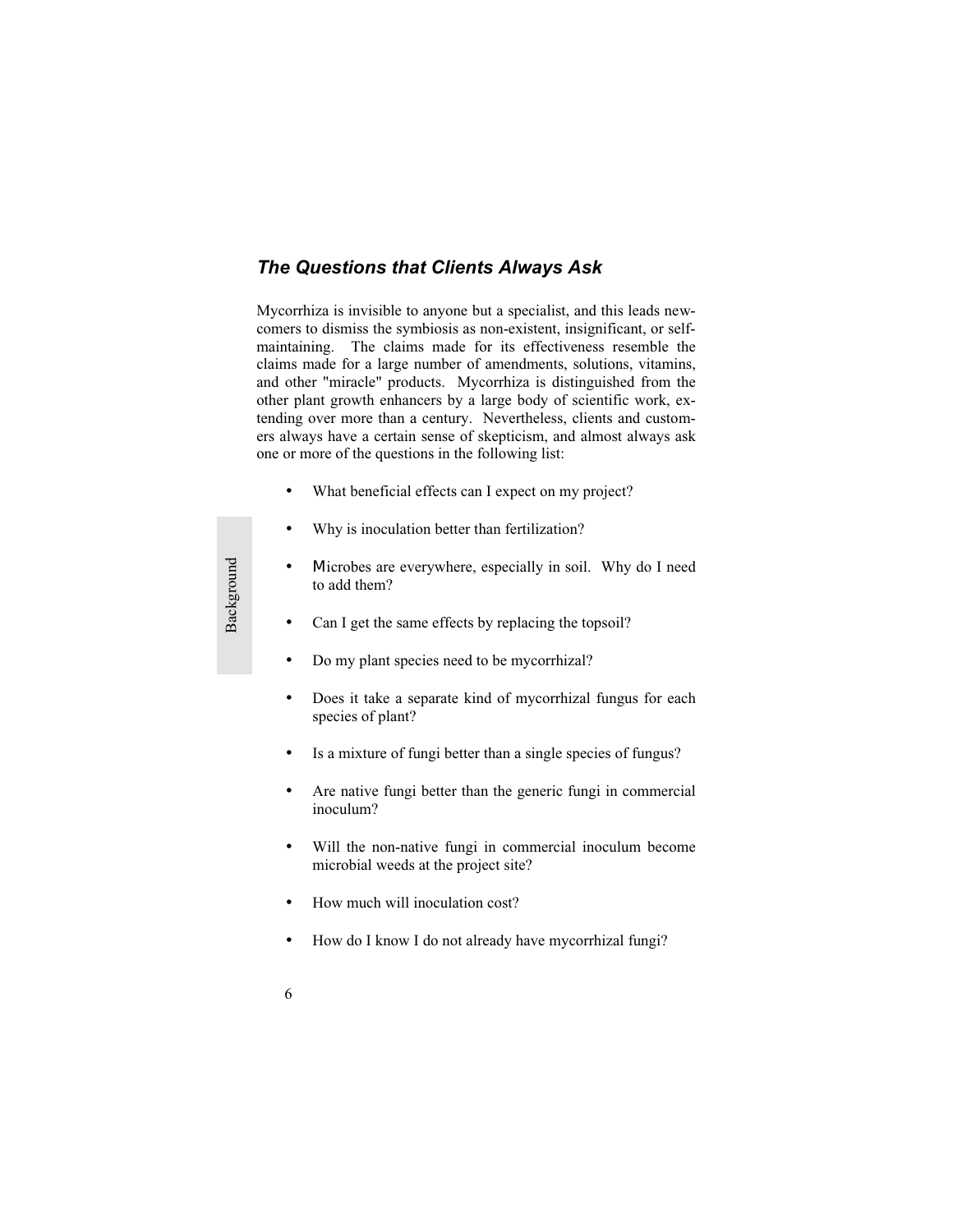### *The Questions that Clients Always Ask*

Mycorrhiza is invisible to anyone but a specialist, and this leads newcomers to dismiss the symbiosis as non-existent, insignificant, or self-maintaining. The claims made for its effectiveness resemble the claims made for a large number of amendments, solutions, vitamins, and other "miracle" products. Mycorrhiza is distinguished from the other plant growth enhancers by a large body of scientific work, extending over more than a century. Nevertheless, clients and customers always have a certain sense of skepticism, and almost always ask one or more of the questions in the following list:

- What beneficial effects can I expect on my project?
- Why is inoculation better than fertilization?
- Microbes are everywhere, especially in soil. Why do I need to add them?
- Can I get the same effects by replacing the topsoil?
- Do my plant species need to be mycorrhizal?
- Does it take a separate kind of mycorrhizal fungus for each species of plant?
- Is a mixture of fungi better than a single species of fungus?
- Are native fungi better than the generic fungi in commercial inoculum?
- Will the non-native fungi in commercial inoculum become microbial weeds at the project site?
- How much will inoculation cost?
- How do I know I do not already have mycorrhizal fungi?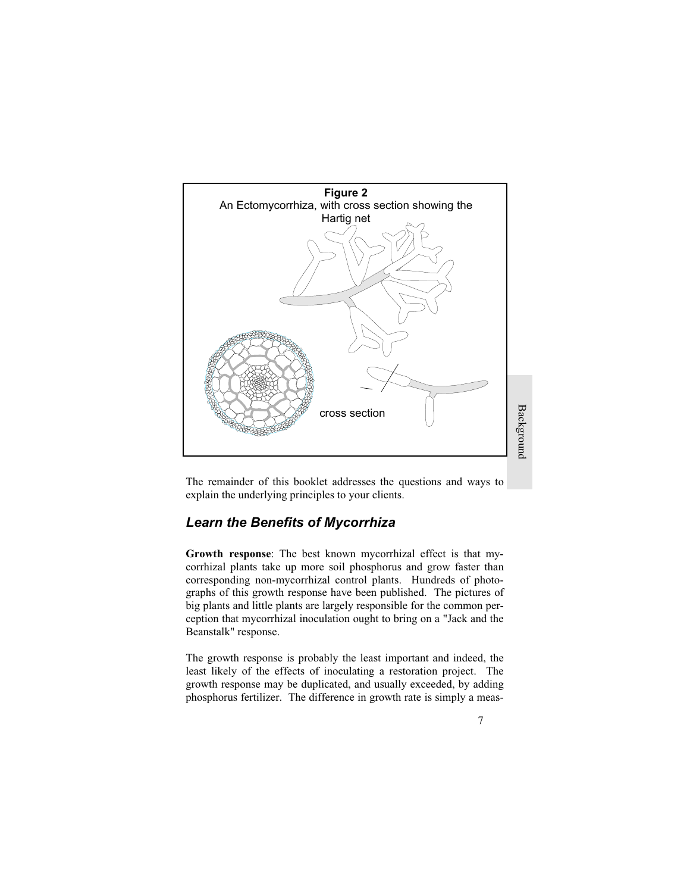**Figure 2**
An Ectomycorrhiza, with cross section showing the Hartig net

cross section

The remainder of this booklet addresses the questions and ways to explain the underlying principles to your clients.

## *Learn the Benefits of Mycorrhiza*

**Growth response**: The best known mycorrhizal effect is that mycorrhizal plants take up more soil phosphorus and grow faster than corresponding non-mycorrhizal control plants. Hundreds of photographs of this growth response have been published. The pictures of big plants and little plants are largely responsible for the common perception that mycorrhizal inoculation ought to bring on a "Jack and the Beanstalk" response.

The growth response is probably the least important and indeed, the least likely of the effects of inoculating a restoration project. The growth response may be duplicated, and usually exceeded, by adding phosphorus fertilizer. The difference in growth rate is simply a meas-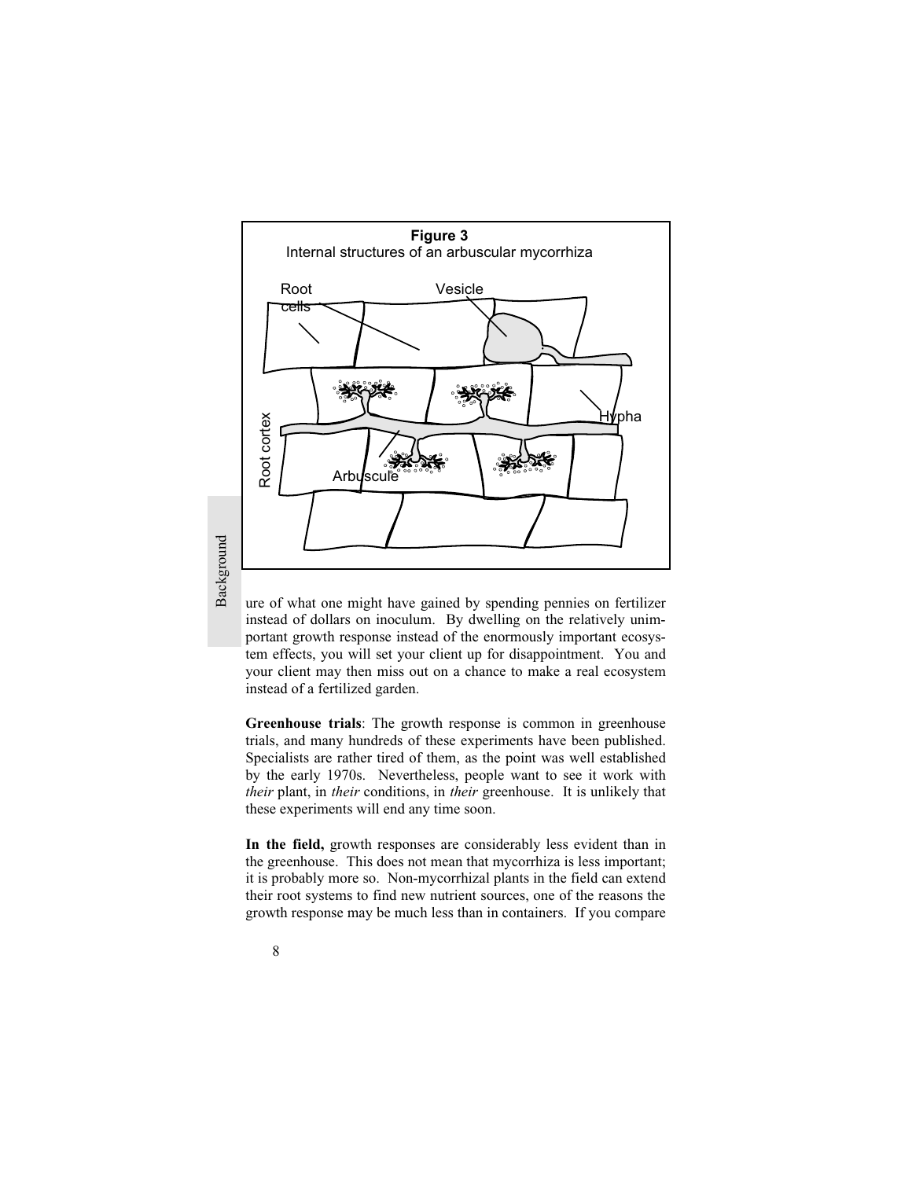**Figure 3**
Internal structures of an arbuscular mycorrhiza

ure of what one might have gained by spending pennies on fertilizer instead of dollars on inoculum. By dwelling on the relatively unimportant growth response instead of the enormously important ecosystem effects, you will set your client up for disappointment. You and your client may then miss out on a chance to make a real ecosystem instead of a fertilized garden.

**Greenhouse trials**: The growth response is common in greenhouse trials, and many hundreds of these experiments have been published. Specialists are rather tired of them, as the point was well established by the early 1970s. Nevertheless, people want to see it work with *their* plant, in *their* conditions, in *their* greenhouse. It is unlikely that these experiments will end any time soon.

**In the field,** growth responses are considerably less evident than in the greenhouse. This does not mean that mycorrhiza is less important; it is probably more so. Non-mycorrhizal plants in the field can extend their root systems to find new nutrient sources, one of the reasons the growth response may be much less than in containers. If you compare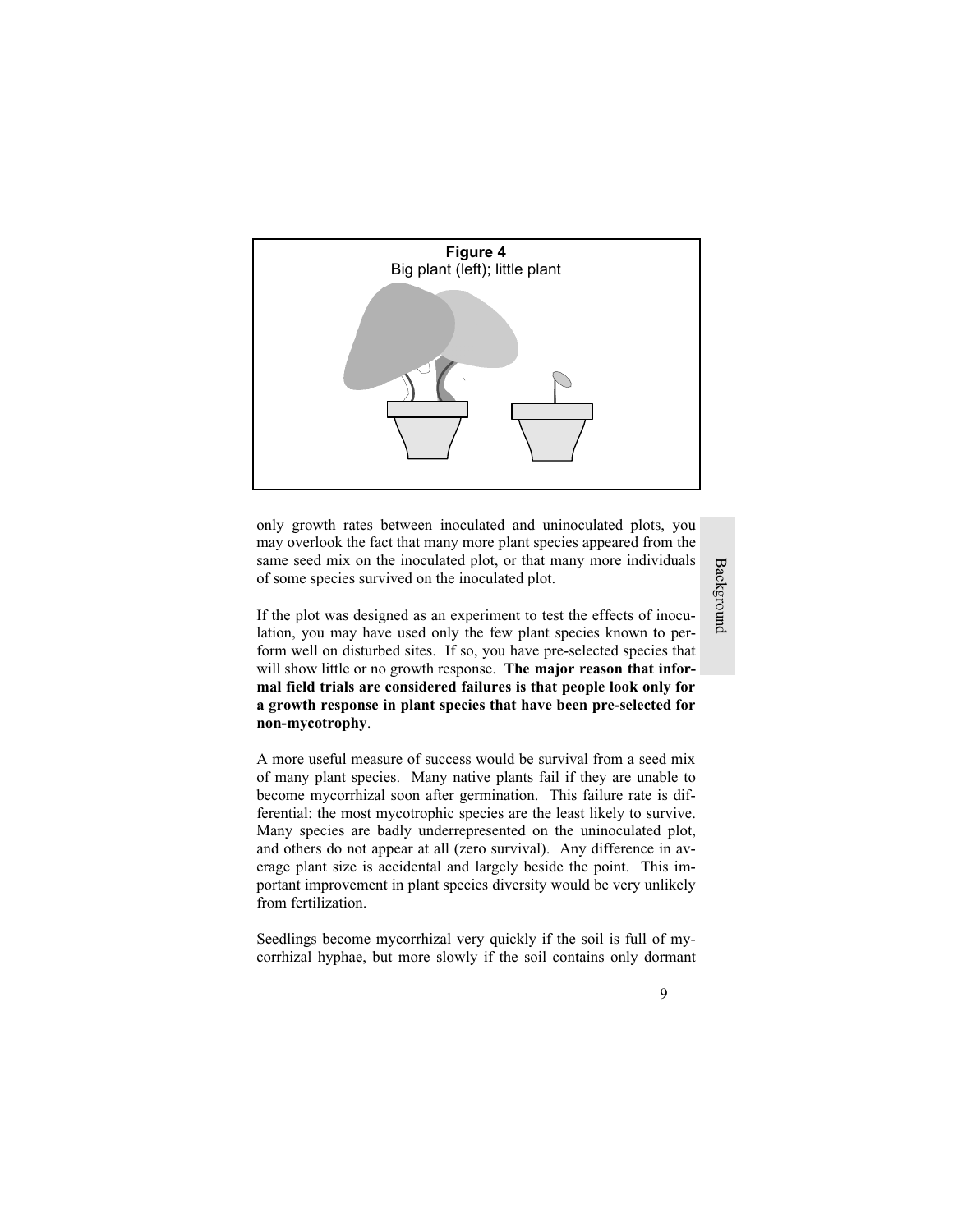**Figure 4**
Big plant (left); little plant

only growth rates between inoculated and uninoculated plots, you may overlook the fact that many more plant species appeared from the same seed mix on the inoculated plot, or that many more individuals of some species survived on the inoculated plot.

If the plot was designed as an experiment to test the effects of inoculation, you may have used only the few plant species known to perform well on disturbed sites. If so, you have pre-selected species that will show little or no growth response. **The major reason that informal field trials are considered failures is that people look only for a growth response in plant species that have been pre-selected for non-mycotrophy**.

A more useful measure of success would be survival from a seed mix of many plant species. Many native plants fail if they are unable to become mycorrhizal soon after germination. This failure rate is differential: the most mycotrophic species are the least likely to survive. Many species are badly underrepresented on the uninoculated plot, and others do not appear at all (zero survival). Any difference in average plant size is accidental and largely beside the point. This important improvement in plant species diversity would be very unlikely from fertilization.

Seedlings become mycorrhizal very quickly if the soil is full of mycorrhizal hyphae, but more slowly if the soil contains only dormant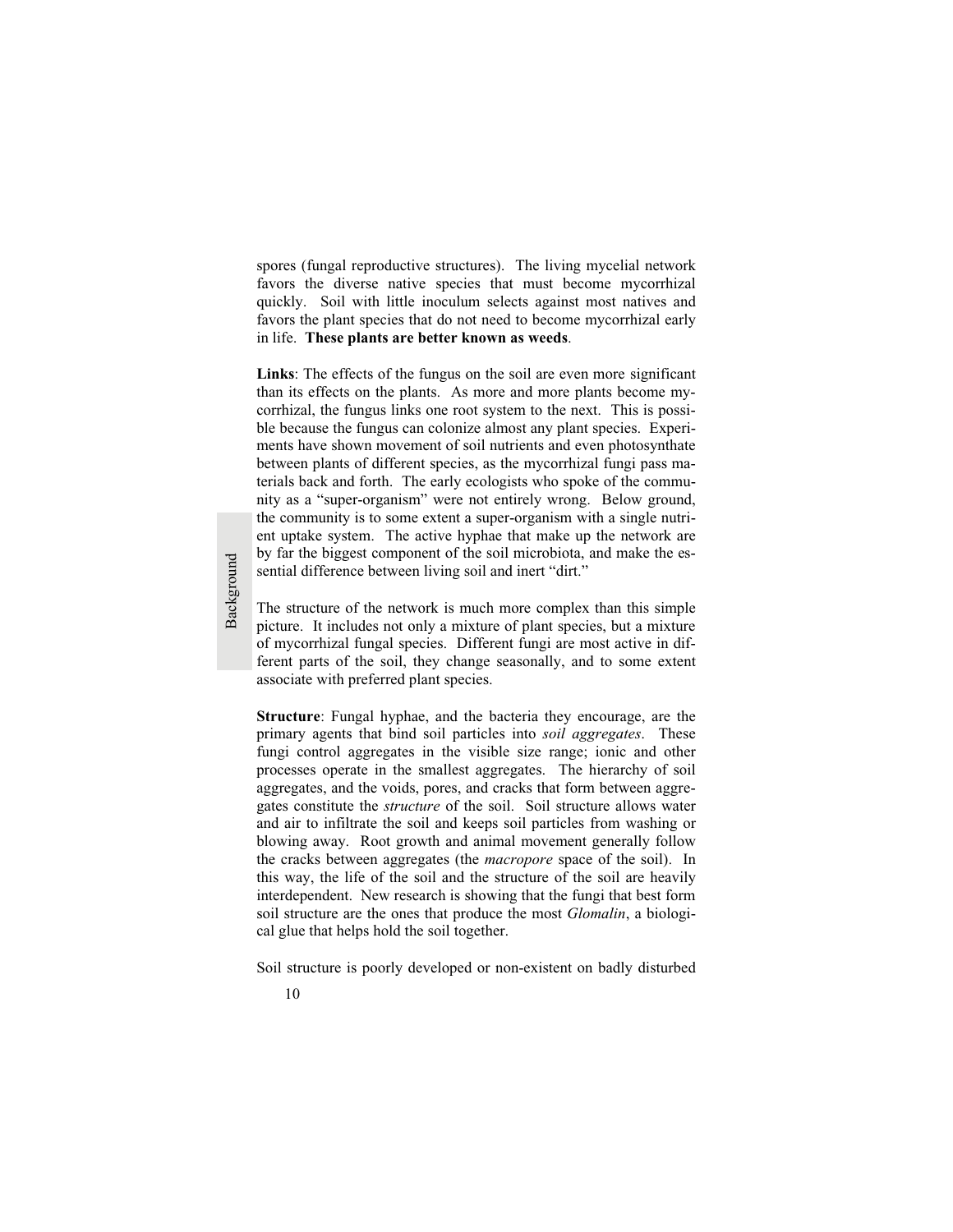spores (fungal reproductive structures). The living mycelial network favors the diverse native species that must become mycorrhizal quickly. Soil with little inoculum selects against most natives and favors the plant species that do not need to become mycorrhizal early in life. **These plants are better known as weeds**.

**Links**: The effects of the fungus on the soil are even more significant than its effects on the plants. As more and more plants become mycorrhizal, the fungus links one root system to the next. This is possible because the fungus can colonize almost any plant species. Experiments have shown movement of soil nutrients and even photosynthate between plants of different species, as the mycorrhizal fungi pass materials back and forth. The early ecologists who spoke of the community as a "super-organism" were not entirely wrong. Below ground, the community is to some extent a super-organism with a single nutrient uptake system. The active hyphae that make up the network are by far the biggest component of the soil microbiota, and make the essential difference between living soil and inert "dirt."

The structure of the network is much more complex than this simple picture. It includes not only a mixture of plant species, but a mixture of mycorrhizal fungal species. Different fungi are most active in different parts of the soil, they change seasonally, and to some extent associate with preferred plant species.

**Structure**: Fungal hyphae, and the bacteria they encourage, are the primary agents that bind soil particles into *soil aggregates*. These fungi control aggregates in the visible size range; ionic and other processes operate in the smallest aggregates. The hierarchy of soil aggregates, and the voids, pores, and cracks that form between aggregates constitute the *structure* of the soil. Soil structure allows water and air to infiltrate the soil and keeps soil particles from washing or blowing away. Root growth and animal movement generally follow the cracks between aggregates (the *macropore* space of the soil). In this way, the life of the soil and the structure of the soil are heavily interdependent. New research is showing that the fungi that best form soil structure are the ones that produce the most *Glomalin*, a biological glue that helps hold the soil together.

Soil structure is poorly developed or non-existent on badly disturbed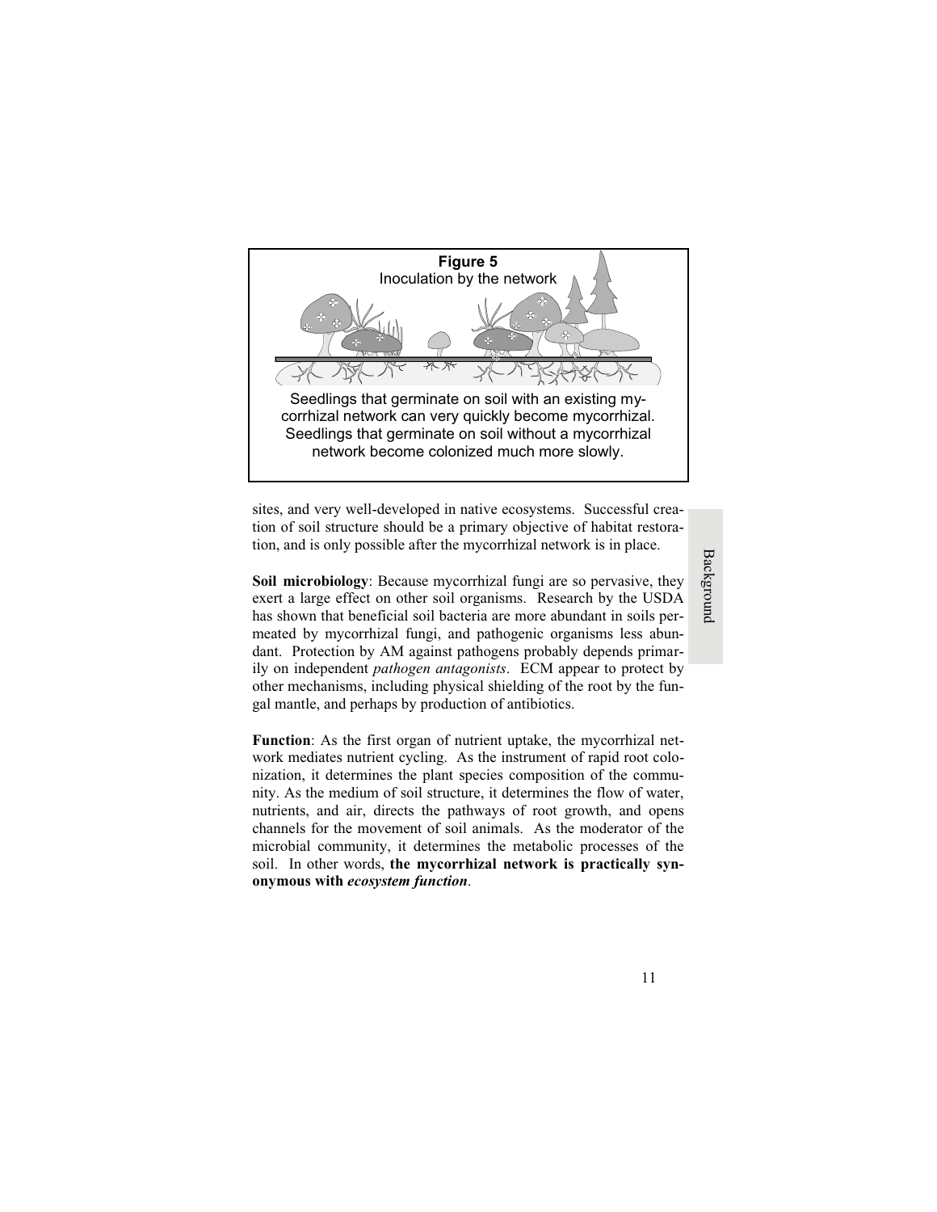**Figure 5**
Inoculation by the network

Seedlings that germinate on soil with an existing mycorrhizal network can very quickly become mycorrhizal. Seedlings that germinate on soil without a mycorrhizal network become colonized much more slowly.

sites, and very well-developed in native ecosystems. Successful creation of soil structure should be a primary objective of habitat restoration, and is only possible after the mycorrhizal network is in place.

**Soil microbiology**: Because mycorrhizal fungi are so pervasive, they exert a large effect on other soil organisms. Research by the USDA has shown that beneficial soil bacteria are more abundant in soils permeated by mycorrhizal fungi, and pathogenic organisms less abundant. Protection by AM against pathogens probably depends primarily on independent *pathogen antagonists*. ECM appear to protect by other mechanisms, including physical shielding of the root by the fungal mantle, and perhaps by production of antibiotics.

**Function**: As the first organ of nutrient uptake, the mycorrhizal network mediates nutrient cycling. As the instrument of rapid root colonization, it determines the plant species composition of the community. As the medium of soil structure, it determines the flow of water, nutrients, and air, directs the pathways of root growth, and opens channels for the movement of soil animals. As the moderator of the microbial community, it determines the metabolic processes of the soil. In other words, **the mycorrhizal network is practically synonymous with *ecosystem function***.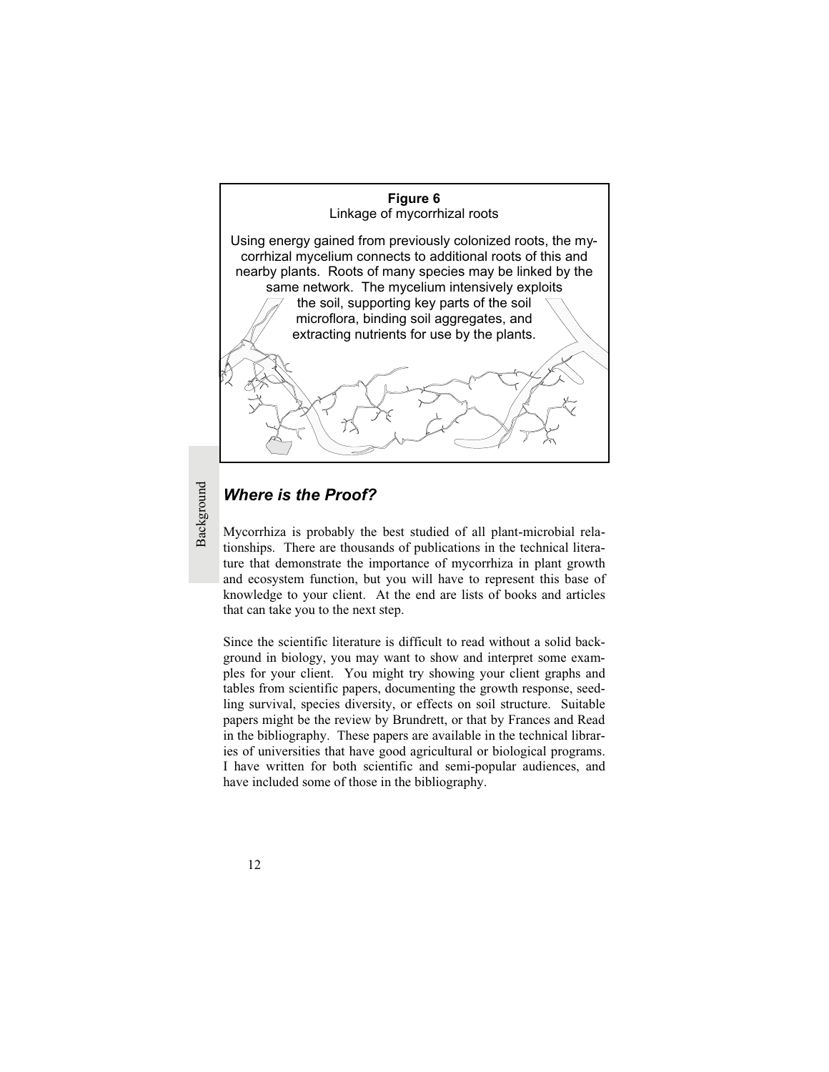**Figure 6**
Linkage of mycorrhizal roots

Using energy gained from previously colonized roots, the mycorrhizal mycelium connects to additional roots of this and nearby plants. Roots of many species may be linked by the same network. The mycelium intensively exploits the soil, supporting key parts of the soil microflora, binding soil aggregates, and extracting nutrients for use by the plants.

## *Where is the Proof?*

Mycorrhiza is probably the best studied of all plant-microbial relationships. There are thousands of publications in the technical literature that demonstrate the importance of mycorrhiza in plant growth and ecosystem function, but you will have to represent this base of knowledge to your client. At the end are lists of books and articles that can take you to the next step.

Since the scientific literature is difficult to read without a solid background in biology, you may want to show and interpret some examples for your client. You might try showing your client graphs and tables from scientific papers, documenting the growth response, seedling survival, species diversity, or effects on soil structure. Suitable papers might be the review by Brundrett, or that by Frances and Read in the bibliography. These papers are available in the technical libraries of universities that have good agricultural or biological programs. I have written for both scientific and semi-popular audiences, and have included some of those in the bibliography.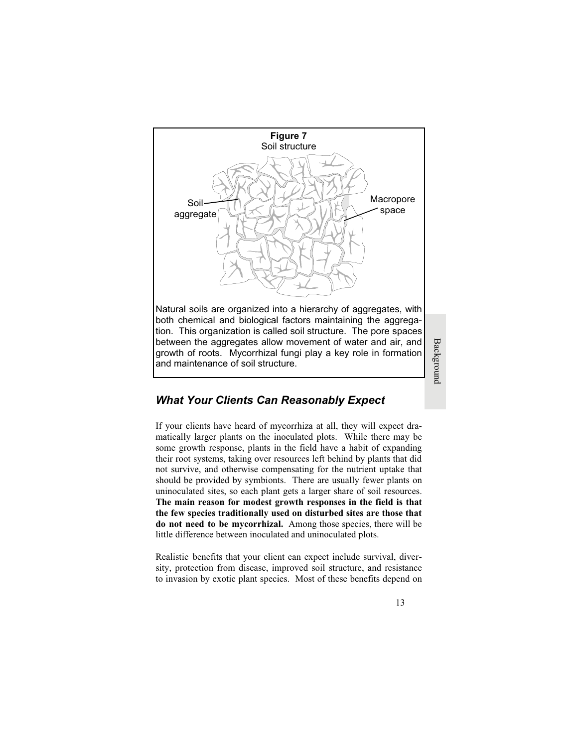**Figure 7**
Soil structure

Soil aggregate

Macropore space

Natural soils are organized into a hierarchy of aggregates, with both chemical and biological factors maintaining the aggregation. This organization is called soil structure. The pore spaces between the aggregates allow movement of water and air, and growth of roots. Mycorrhizal fungi play a key role in formation and maintenance of soil structure.

## *What Your Clients Can Reasonably Expect*

If your clients have heard of mycorrhiza at all, they will expect dramatically larger plants on the inoculated plots. While there may be some growth response, plants in the field have a habit of expanding their root systems, taking over resources left behind by plants that did not survive, and otherwise compensating for the nutrient uptake that should be provided by symbionts. There are usually fewer plants on uninoculated sites, so each plant gets a larger share of soil resources. **The main reason for modest growth responses in the field is that the few species traditionally used on disturbed sites are those that do not need to be mycorrhizal.** Among those species, there will be little difference between inoculated and uninoculated plots.

Realistic benefits that your client can expect include survival, diversity, protection from disease, improved soil structure, and resistance to invasion by exotic plant species. Most of these benefits depend on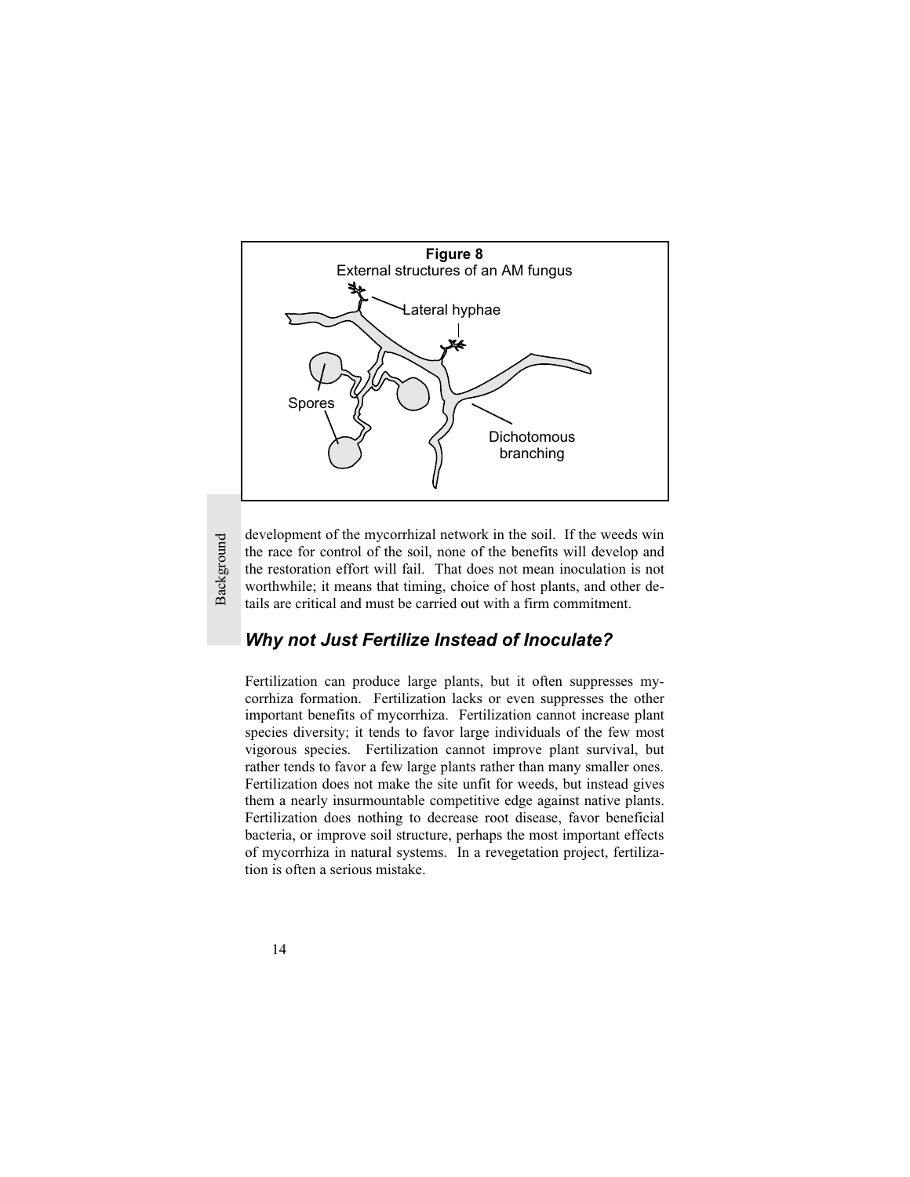**Figure 8**
External structures of an AM fungus

development of the mycorrhizal network in the soil. If the weeds win the race for control of the soil, none of the benefits will develop and the restoration effort will fail. That does not mean inoculation is not worthwhile; it means that timing, choice of host plants, and other details are critical and must be carried out with a firm commitment.

## *Why not Just Fertilize Instead of Inoculate?*

Fertilization can produce large plants, but it often suppresses mycorrhiza formation. Fertilization lacks or even suppresses the other important benefits of mycorrhiza. Fertilization cannot increase plant species diversity; it tends to favor large individuals of the few most vigorous species. Fertilization cannot improve plant survival, but rather tends to favor a few large plants rather than many smaller ones. Fertilization does not make the site unfit for weeds, but instead gives them a nearly insurmountable competitive edge against native plants. Fertilization does nothing to decrease root disease, favor beneficial bacteria, or improve soil structure, perhaps the most important effects of mycorrhiza in natural systems. In a revegetation project, fertilization is often a serious mistake.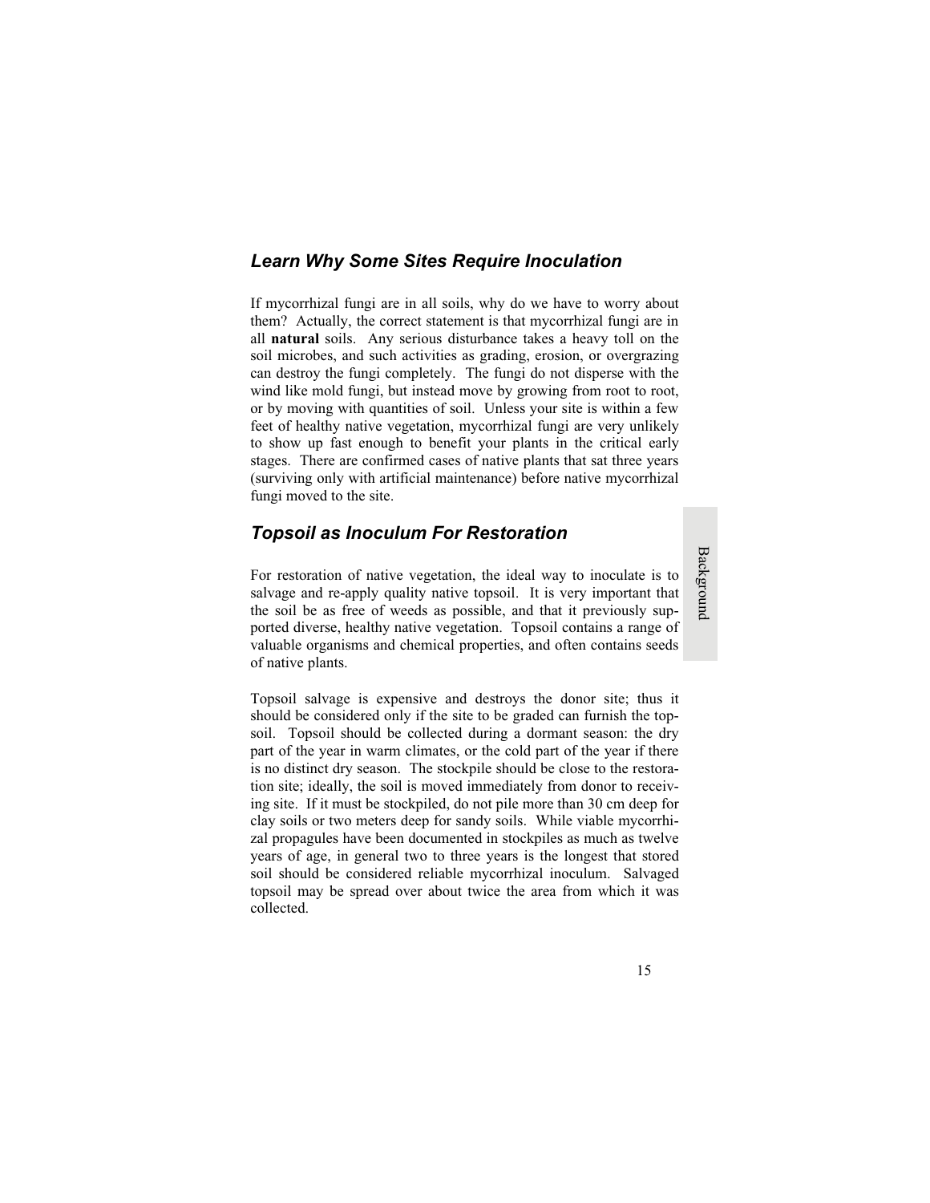### *Learn Why Some Sites Require Inoculation*

If mycorrhizal fungi are in all soils, why do we have to worry about them? Actually, the correct statement is that mycorrhizal fungi are in all **natural** soils. Any serious disturbance takes a heavy toll on the soil microbes, and such activities as grading, erosion, or overgrazing can destroy the fungi completely. The fungi do not disperse with the wind like mold fungi, but instead move by growing from root to root, or by moving with quantities of soil. Unless your site is within a few feet of healthy native vegetation, mycorrhizal fungi are very unlikely to show up fast enough to benefit your plants in the critical early stages. There are confirmed cases of native plants that sat three years (surviving only with artificial maintenance) before native mycorrhizal fungi moved to the site.

### *Topsoil as Inoculum For Restoration*

For restoration of native vegetation, the ideal way to inoculate is to salvage and re-apply quality native topsoil. It is very important that the soil be as free of weeds as possible, and that it previously supported diverse, healthy native vegetation. Topsoil contains a range of valuable organisms and chemical properties, and often contains seeds of native plants.

Topsoil salvage is expensive and destroys the donor site; thus it should be considered only if the site to be graded can furnish the topsoil. Topsoil should be collected during a dormant season: the dry part of the year in warm climates, or the cold part of the year if there is no distinct dry season. The stockpile should be close to the restoration site; ideally, the soil is moved immediately from donor to receiving site. If it must be stockpiled, do not pile more than 30 cm deep for clay soils or two meters deep for sandy soils. While viable mycorrhizal propagules have been documented in stockpiles as much as twelve years of age, in general two to three years is the longest that stored soil should be considered reliable mycorrhizal inoculum. Salvaged topsoil may be spread over about twice the area from which it was collected.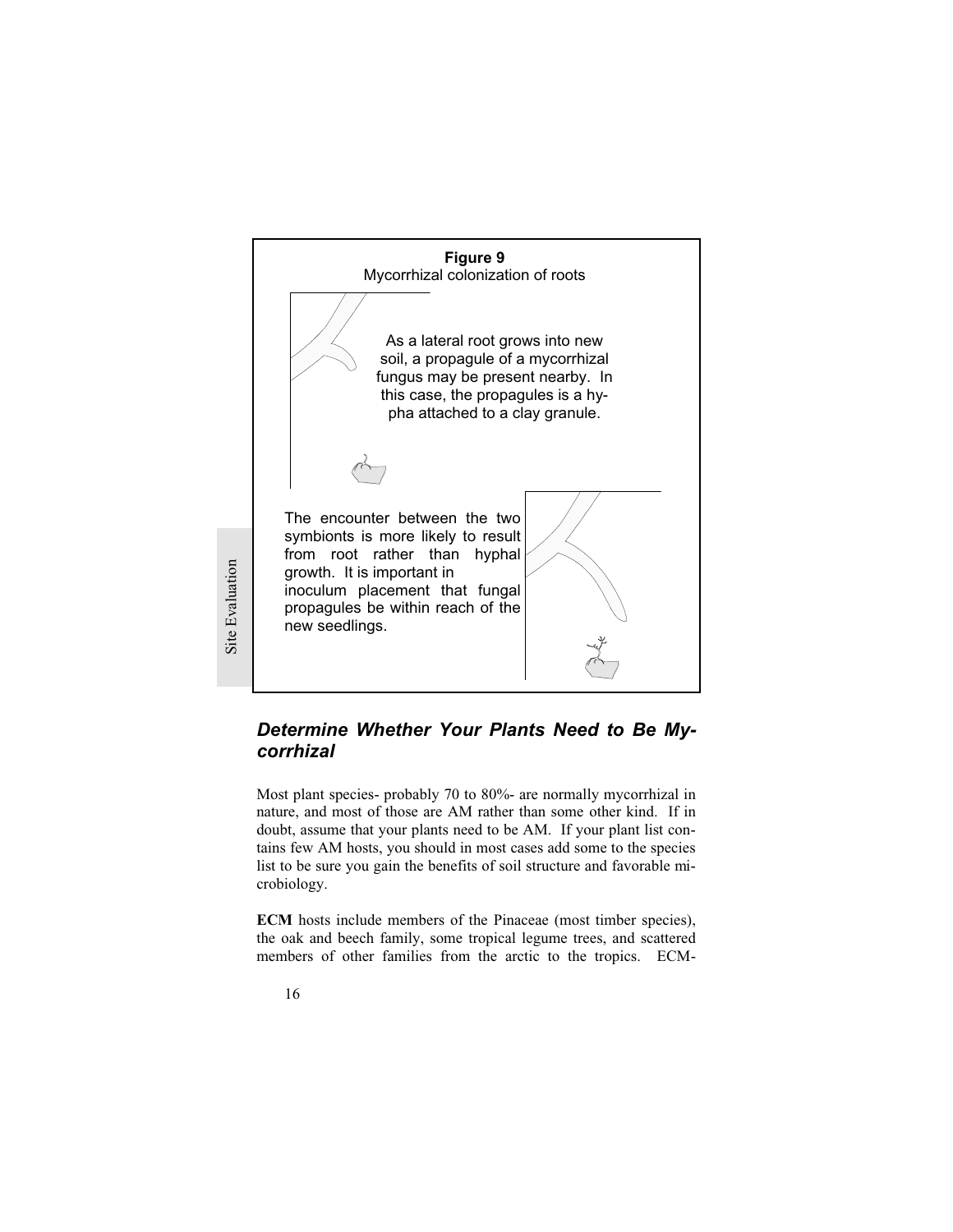**Figure 9**
Mycorrhizal colonization of roots

As a lateral root grows into new soil, a propagule of a mycorrhizal fungus may be present nearby. In this case, the propagules is a hypha attached to a clay granule.

The encounter between the two symbionts is more likely to result from root rather than hyphal growth. It is important in inoculum placement that fungal propagules be within reach of the new seedlings.

## *Determine Whether Your Plants Need to Be Mycorrhizal*

Most plant species- probably 70 to 80%- are normally mycorrhizal in nature, and most of those are AM rather than some other kind. If in doubt, assume that your plants need to be AM. If your plant list contains few AM hosts, you should in most cases add some to the species list to be sure you gain the benefits of soil structure and favorable microbiology.

**ECM** hosts include members of the Pinaceae (most timber species), the oak and beech family, some tropical legume trees, and scattered members of other families from the arctic to the tropics. ECM-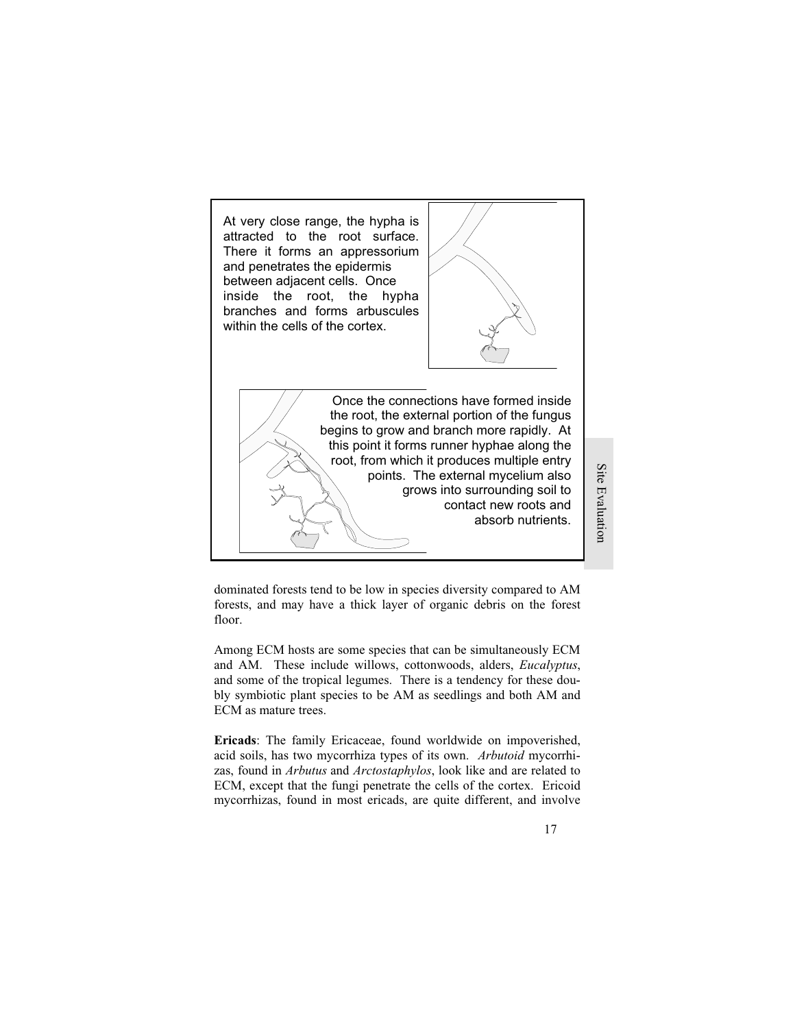At very close range, the hypha is attracted to the root surface. There it forms an appressorium and penetrates the epidermis between adjacent cells. Once inside the root, the hypha branches and forms arbuscules within the cells of the cortex.

Once the connections have formed inside the root, the external portion of the fungus begins to grow and branch more rapidly. At this point it forms runner hyphae along the root, from which it produces multiple entry points. The external mycelium also grows into surrounding soil to contact new roots and absorb nutrients.

dominated forests tend to be low in species diversity compared to AM forests, and may have a thick layer of organic debris on the forest floor.

Among ECM hosts are some species that can be simultaneously ECM and AM. These include willows, cottonwoods, alders, *Eucalyptus*, and some of the tropical legumes. There is a tendency for these doubly symbiotic plant species to be AM as seedlings and both AM and ECM as mature trees.

**Ericads**: The family Ericaceae, found worldwide on impoverished, acid soils, has two mycorrhiza types of its own. *Arbutoid* mycorrhizas, found in *Arbutus* and *Arctostaphylos*, look like and are related to ECM, except that the fungi penetrate the cells of the cortex. Ericoid mycorrhizas, found in most ericads, are quite different, and involve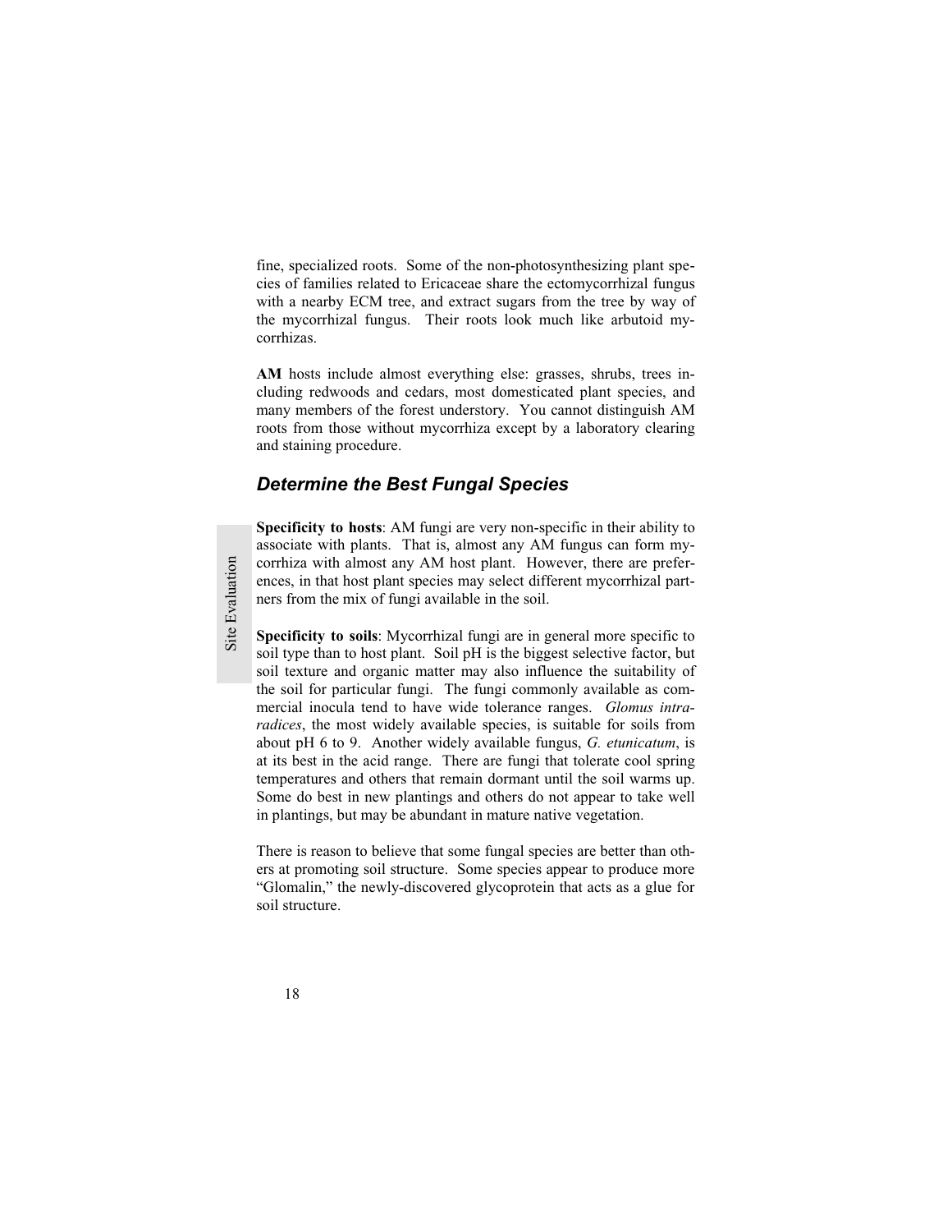fine, specialized roots. Some of the non-photosynthesizing plant species of families related to Ericaceae share the ectomycorrhizal fungus with a nearby ECM tree, and extract sugars from the tree by way of the mycorrhizal fungus. Their roots look much like arbutoid mycorrhizas.

**AM** hosts include almost everything else: grasses, shrubs, trees including redwoods and cedars, most domesticated plant species, and many members of the forest understory. You cannot distinguish AM roots from those without mycorrhiza except by a laboratory clearing and staining procedure.

## *Determine the Best Fungal Species*

**Specificity to hosts**: AM fungi are very non-specific in their ability to associate with plants. That is, almost any AM fungus can form mycorrhiza with almost any AM host plant. However, there are preferences, in that host plant species may select different mycorrhizal partners from the mix of fungi available in the soil.

**Specificity to soils**: Mycorrhizal fungi are in general more specific to soil type than to host plant. Soil pH is the biggest selective factor, but soil texture and organic matter may also influence the suitability of the soil for particular fungi. The fungi commonly available as commercial inocula tend to have wide tolerance ranges. *Glomus intraradices*, the most widely available species, is suitable for soils from about pH 6 to 9. Another widely available fungus, *G. etunicatum*, is at its best in the acid range. There are fungi that tolerate cool spring temperatures and others that remain dormant until the soil warms up. Some do best in new plantings and others do not appear to take well in plantings, but may be abundant in mature native vegetation.

There is reason to believe that some fungal species are better than others at promoting soil structure. Some species appear to produce more "Glomalin," the newly-discovered glycoprotein that acts as a glue for soil structure.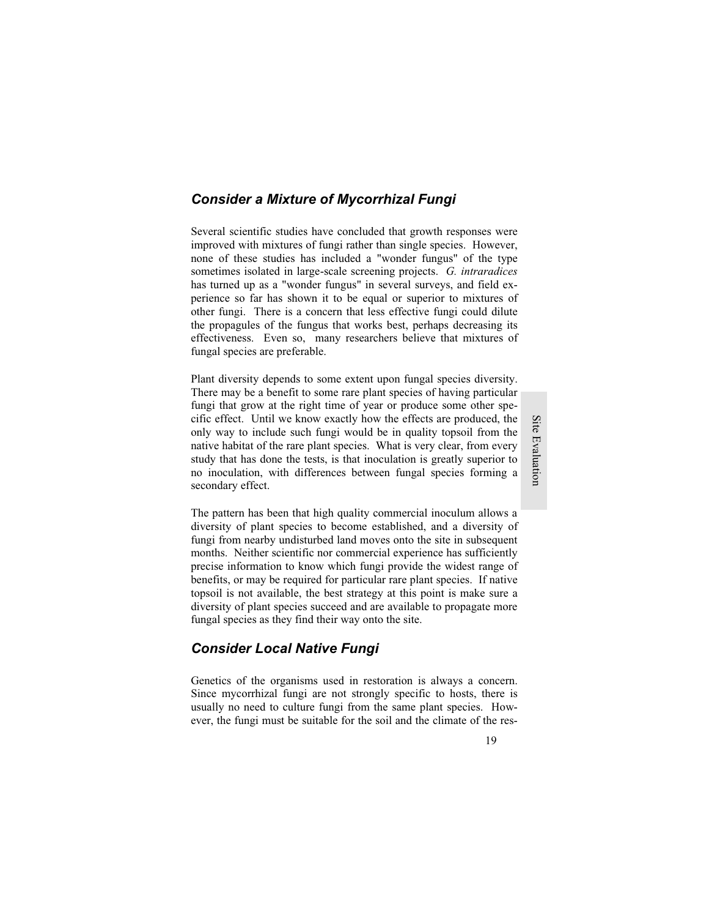## *Consider a Mixture of Mycorrhizal Fungi*

Several scientific studies have concluded that growth responses were improved with mixtures of fungi rather than single species. However, none of these studies has included a "wonder fungus" of the type sometimes isolated in large-scale screening projects. *G. intraradices* has turned up as a "wonder fungus" in several surveys, and field experience so far has shown it to be equal or superior to mixtures of other fungi. There is a concern that less effective fungi could dilute the propagules of the fungus that works best, perhaps decreasing its effectiveness. Even so, many researchers believe that mixtures of fungal species are preferable.

Plant diversity depends to some extent upon fungal species diversity. There may be a benefit to some rare plant species of having particular fungi that grow at the right time of year or produce some other specific effect. Until we know exactly how the effects are produced, the only way to include such fungi would be in quality topsoil from the native habitat of the rare plant species. What is very clear, from every study that has done the tests, is that inoculation is greatly superior to no inoculation, with differences between fungal species forming a secondary effect.

The pattern has been that high quality commercial inoculum allows a diversity of plant species to become established, and a diversity of fungi from nearby undisturbed land moves onto the site in subsequent months. Neither scientific nor commercial experience has sufficiently precise information to know which fungi provide the widest range of benefits, or may be required for particular rare plant species. If native topsoil is not available, the best strategy at this point is make sure a diversity of plant species succeed and are available to propagate more fungal species as they find their way onto the site.

## *Consider Local Native Fungi*

Genetics of the organisms used in restoration is always a concern. Since mycorrhizal fungi are not strongly specific to hosts, there is usually no need to culture fungi from the same plant species. However, the fungi must be suitable for the soil and the climate of the res-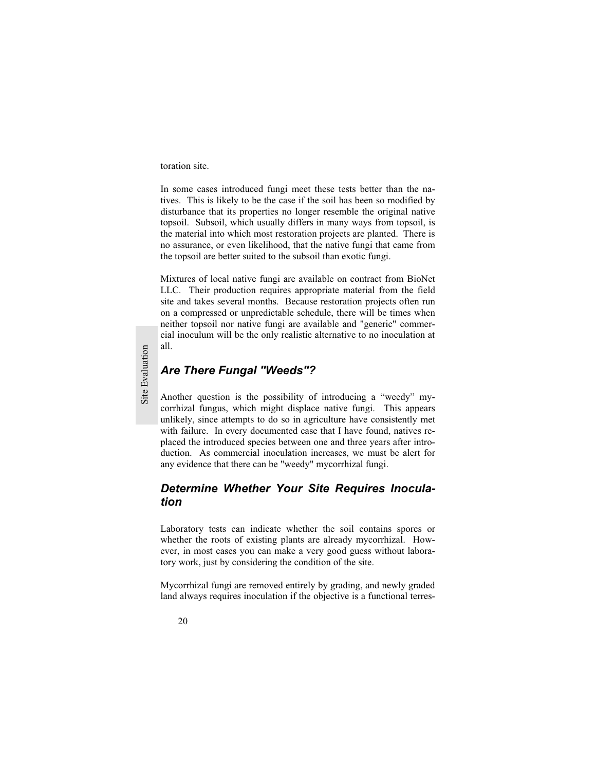toration site.

In some cases introduced fungi meet these tests better than the natives. This is likely to be the case if the soil has been so modified by disturbance that its properties no longer resemble the original native topsoil. Subsoil, which usually differs in many ways from topsoil, is the material into which most restoration projects are planted. There is no assurance, or even likelihood, that the native fungi that came from the topsoil are better suited to the subsoil than exotic fungi.

Mixtures of local native fungi are available on contract from BioNet LLC. Their production requires appropriate material from the field site and takes several months. Because restoration projects often run on a compressed or unpredictable schedule, there will be times when neither topsoil nor native fungi are available and "generic" commercial inoculum will be the only realistic alternative to no inoculation at all.

### *Are There Fungal "Weeds"?*

Another question is the possibility of introducing a "weedy" mycorrhizal fungus, which might displace native fungi. This appears unlikely, since attempts to do so in agriculture have consistently met with failure. In every documented case that I have found, natives replaced the introduced species between one and three years after introduction. As commercial inoculation increases, we must be alert for any evidence that there can be "weedy" mycorrhizal fungi.

### *Determine Whether Your Site Requires Inoculation*

Laboratory tests can indicate whether the soil contains spores or whether the roots of existing plants are already mycorrhizal. However, in most cases you can make a very good guess without laboratory work, just by considering the condition of the site.

Mycorrhizal fungi are removed entirely by grading, and newly graded land always requires inoculation if the objective is a functional terres-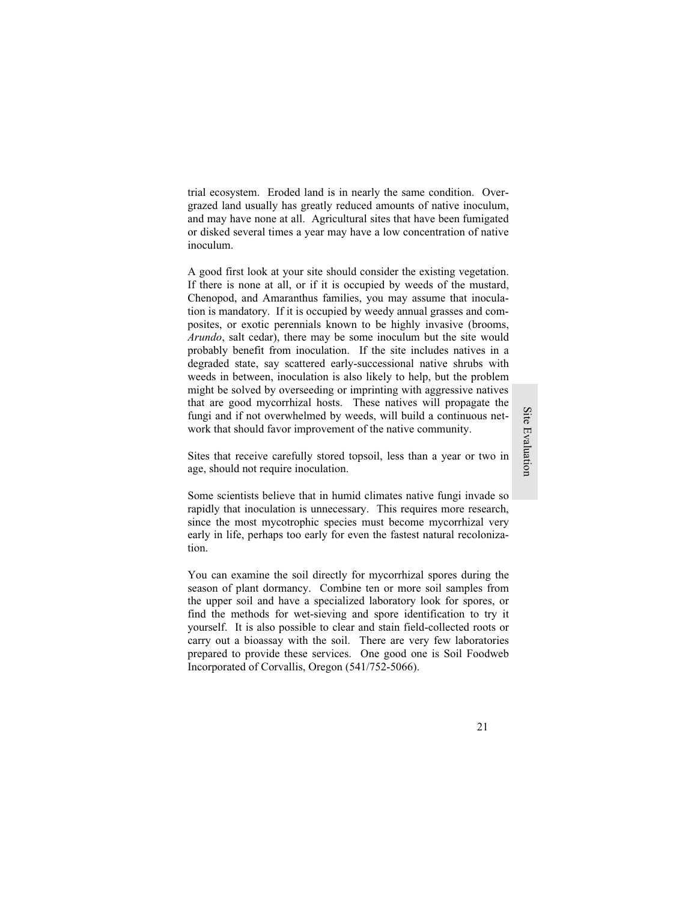trial ecosystem. Eroded land is in nearly the same condition. Overgrazed land usually has greatly reduced amounts of native inoculum, and may have none at all. Agricultural sites that have been fumigated or disked several times a year may have a low concentration of native inoculum.

A good first look at your site should consider the existing vegetation. If there is none at all, or if it is occupied by weeds of the mustard, Chenopod, and Amaranthus families, you may assume that inoculation is mandatory. If it is occupied by weedy annual grasses and composites, or exotic perennials known to be highly invasive (brooms, *Arundo*, salt cedar), there may be some inoculum but the site would probably benefit from inoculation. If the site includes natives in a degraded state, say scattered early-successional native shrubs with weeds in between, inoculation is also likely to help, but the problem might be solved by overseeding or imprinting with aggressive natives that are good mycorrhizal hosts. These natives will propagate the fungi and if not overwhelmed by weeds, will build a continuous network that should favor improvement of the native community.

Sites that receive carefully stored topsoil, less than a year or two in age, should not require inoculation.

Some scientists believe that in humid climates native fungi invade so rapidly that inoculation is unnecessary. This requires more research, since the most mycotrophic species must become mycorrhizal very early in life, perhaps too early for even the fastest natural recolonization.

You can examine the soil directly for mycorrhizal spores during the season of plant dormancy. Combine ten or more soil samples from the upper soil and have a specialized laboratory look for spores, or find the methods for wet-sieving and spore identification to try it yourself. It is also possible to clear and stain field-collected roots or carry out a bioassay with the soil. There are very few laboratories prepared to provide these services. One good one is Soil Foodweb Incorporated of Corvallis, Oregon (541/752-5066).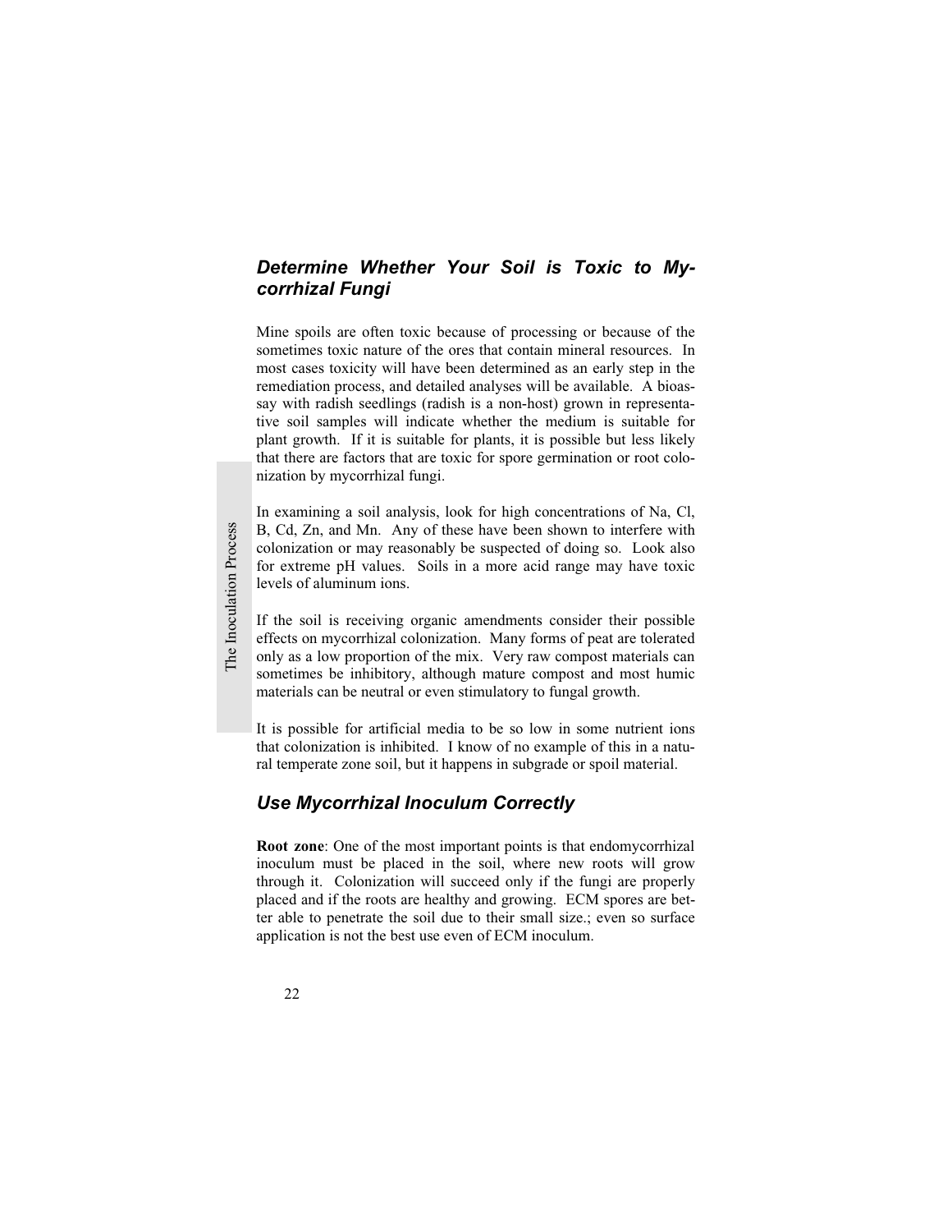## *Determine Whether Your Soil is Toxic to Mycorrhizal Fungi*

Mine spoils are often toxic because of processing or because of the sometimes toxic nature of the ores that contain mineral resources. In most cases toxicity will have been determined as an early step in the remediation process, and detailed analyses will be available. A bioassay with radish seedlings (radish is a non-host) grown in representative soil samples will indicate whether the medium is suitable for plant growth. If it is suitable for plants, it is possible but less likely that there are factors that are toxic for spore germination or root colonization by mycorrhizal fungi.

In examining a soil analysis, look for high concentrations of Na, Cl, B, Cd, Zn, and Mn. Any of these have been shown to interfere with colonization or may reasonably be suspected of doing so. Look also for extreme pH values. Soils in a more acid range may have toxic levels of aluminum ions.

If the soil is receiving organic amendments consider their possible effects on mycorrhizal colonization. Many forms of peat are tolerated only as a low proportion of the mix. Very raw compost materials can sometimes be inhibitory, although mature compost and most humic materials can be neutral or even stimulatory to fungal growth.

It is possible for artificial media to be so low in some nutrient ions that colonization is inhibited. I know of no example of this in a natural temperate zone soil, but it happens in subgrade or spoil material.

## *Use Mycorrhizal Inoculum Correctly*

**Root zone**: One of the most important points is that endomycorrhizal inoculum must be placed in the soil, where new roots will grow through it. Colonization will succeed only if the fungi are properly placed and if the roots are healthy and growing. ECM spores are better able to penetrate the soil due to their small size.; even so surface application is not the best use even of ECM inoculum.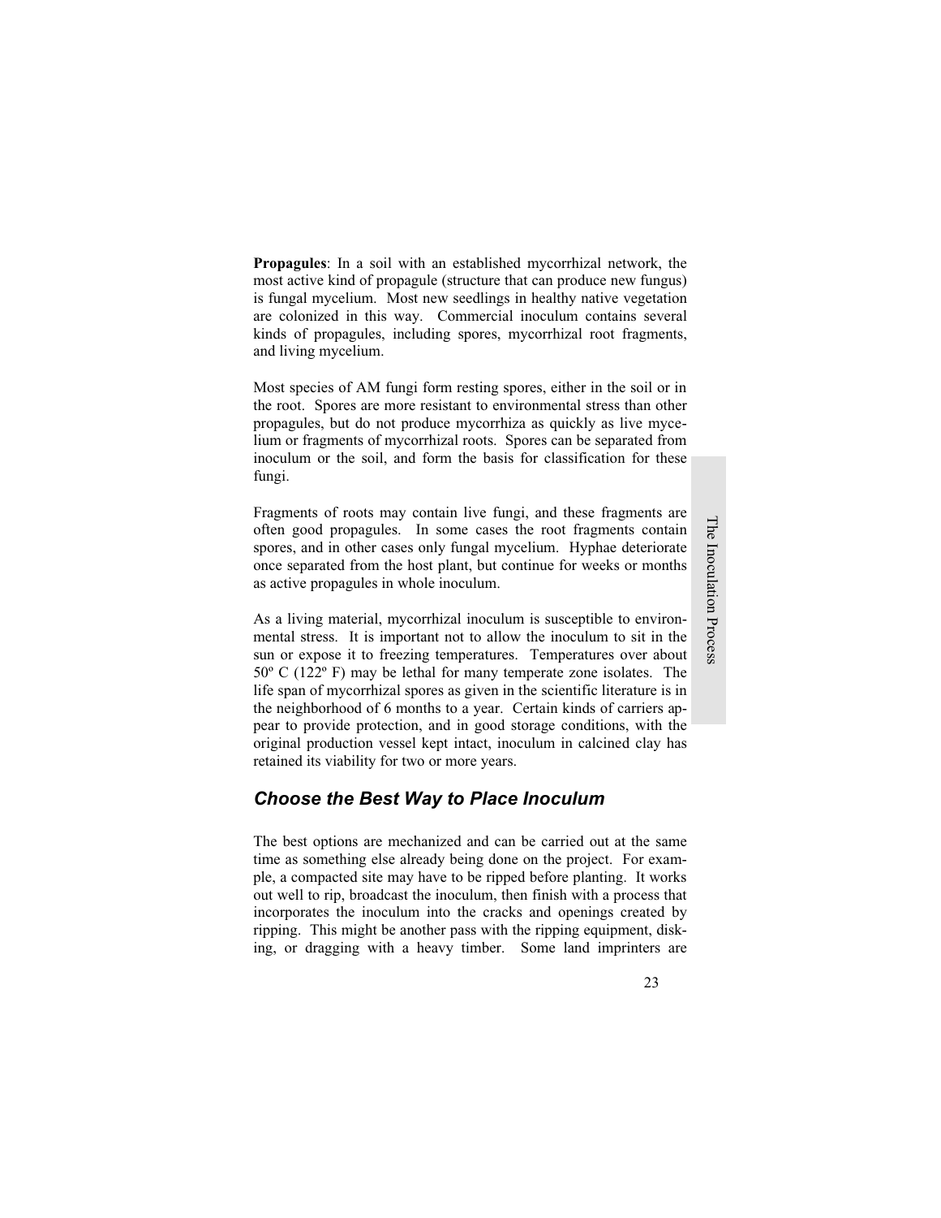**Propagules**: In a soil with an established mycorrhizal network, the most active kind of propagule (structure that can produce new fungus) is fungal mycelium. Most new seedlings in healthy native vegetation are colonized in this way. Commercial inoculum contains several kinds of propagules, including spores, mycorrhizal root fragments, and living mycelium.

Most species of AM fungi form resting spores, either in the soil or in the root. Spores are more resistant to environmental stress than other propagules, but do not produce mycorrhiza as quickly as live mycelium or fragments of mycorrhizal roots. Spores can be separated from inoculum or the soil, and form the basis for classification for these fungi.

Fragments of roots may contain live fungi, and these fragments are often good propagules. In some cases the root fragments contain spores, and in other cases only fungal mycelium. Hyphae deteriorate once separated from the host plant, but continue for weeks or months as active propagules in whole inoculum.

As a living material, mycorrhizal inoculum is susceptible to environmental stress. It is important not to allow the inoculum to sit in the sun or expose it to freezing temperatures. Temperatures over about 50º C (122º F) may be lethal for many temperate zone isolates. The life span of mycorrhizal spores as given in the scientific literature is in the neighborhood of 6 months to a year. Certain kinds of carriers appear to provide protection, and in good storage conditions, with the original production vessel kept intact, inoculum in calcined clay has retained its viability for two or more years.

## *Choose the Best Way to Place Inoculum*

The best options are mechanized and can be carried out at the same time as something else already being done on the project. For example, a compacted site may have to be ripped before planting. It works out well to rip, broadcast the inoculum, then finish with a process that incorporates the inoculum into the cracks and openings created by ripping. This might be another pass with the ripping equipment, disking, or dragging with a heavy timber. Some land imprinters are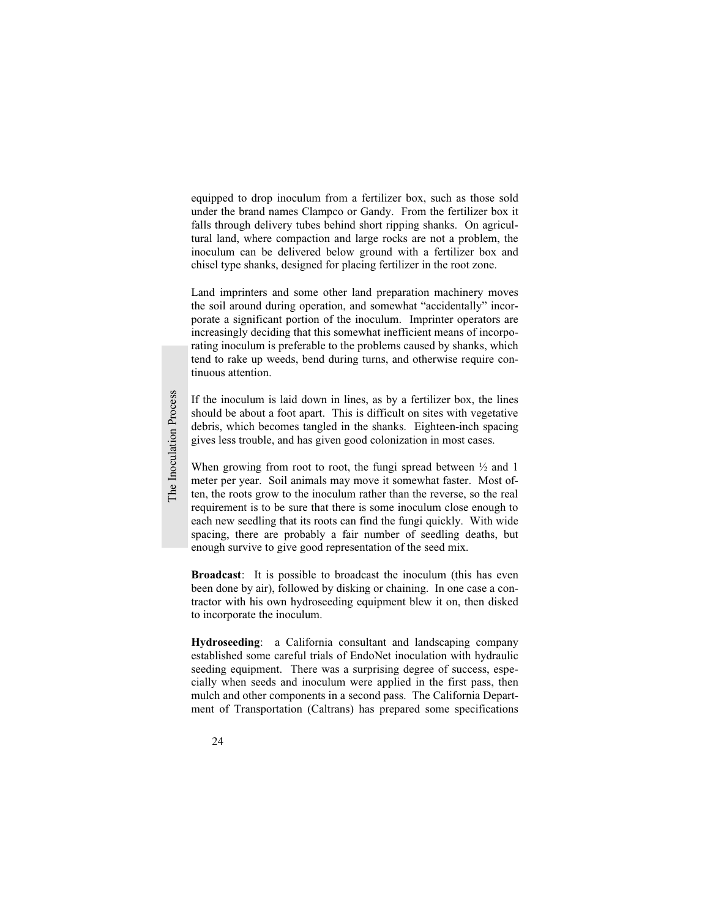equipped to drop inoculum from a fertilizer box, such as those sold under the brand names Clampco or Gandy. From the fertilizer box it falls through delivery tubes behind short ripping shanks. On agricultural land, where compaction and large rocks are not a problem, the inoculum can be delivered below ground with a fertilizer box and chisel type shanks, designed for placing fertilizer in the root zone.

Land imprinters and some other land preparation machinery moves the soil around during operation, and somewhat "accidentally" incorporate a significant portion of the inoculum. Imprinter operators are increasingly deciding that this somewhat inefficient means of incorporating inoculum is preferable to the problems caused by shanks, which tend to rake up weeds, bend during turns, and otherwise require continuous attention.

If the inoculum is laid down in lines, as by a fertilizer box, the lines should be about a foot apart. This is difficult on sites with vegetative debris, which becomes tangled in the shanks. Eighteen-inch spacing gives less trouble, and has given good colonization in most cases.

When growing from root to root, the fungi spread between ½ and 1 meter per year. Soil animals may move it somewhat faster. Most often, the roots grow to the inoculum rather than the reverse, so the real requirement is to be sure that there is some inoculum close enough to each new seedling that its roots can find the fungi quickly. With wide spacing, there are probably a fair number of seedling deaths, but enough survive to give good representation of the seed mix.

**Broadcast**: It is possible to broadcast the inoculum (this has even been done by air), followed by disking or chaining. In one case a contractor with his own hydroseeding equipment blew it on, then disked to incorporate the inoculum.

**Hydroseeding**: a California consultant and landscaping company established some careful trials of EndoNet inoculation with hydraulic seeding equipment. There was a surprising degree of success, especially when seeds and inoculum were applied in the first pass, then mulch and other components in a second pass. The California Department of Transportation (Caltrans) has prepared some specifications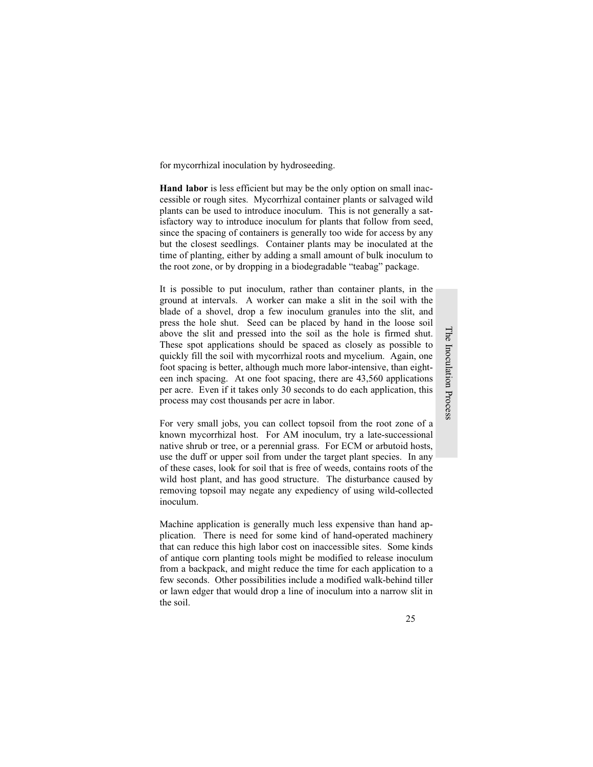for mycorrhizal inoculation by hydroseeding.

**Hand labor** is less efficient but may be the only option on small inaccessible or rough sites. Mycorrhizal container plants or salvaged wild plants can be used to introduce inoculum. This is not generally a satisfactory way to introduce inoculum for plants that follow from seed, since the spacing of containers is generally too wide for access by any but the closest seedlings. Container plants may be inoculated at the time of planting, either by adding a small amount of bulk inoculum to the root zone, or by dropping in a biodegradable "teabag" package.

It is possible to put inoculum, rather than container plants, in the ground at intervals. A worker can make a slit in the soil with the blade of a shovel, drop a few inoculum granules into the slit, and press the hole shut. Seed can be placed by hand in the loose soil above the slit and pressed into the soil as the hole is firmed shut. These spot applications should be spaced as closely as possible to quickly fill the soil with mycorrhizal roots and mycelium. Again, one foot spacing is better, although much more labor-intensive, than eighteen inch spacing. At one foot spacing, there are 43,560 applications per acre. Even if it takes only 30 seconds to do each application, this process may cost thousands per acre in labor.

For very small jobs, you can collect topsoil from the root zone of a known mycorrhizal host. For AM inoculum, try a late-successional native shrub or tree, or a perennial grass. For ECM or arbutoid hosts, use the duff or upper soil from under the target plant species. In any of these cases, look for soil that is free of weeds, contains roots of the wild host plant, and has good structure. The disturbance caused by removing topsoil may negate any expediency of using wild-collected inoculum.

Machine application is generally much less expensive than hand application. There is need for some kind of hand-operated machinery that can reduce this high labor cost on inaccessible sites. Some kinds of antique corn planting tools might be modified to release inoculum from a backpack, and might reduce the time for each application to a few seconds. Other possibilities include a modified walk-behind tiller or lawn edger that would drop a line of inoculum into a narrow slit in the soil.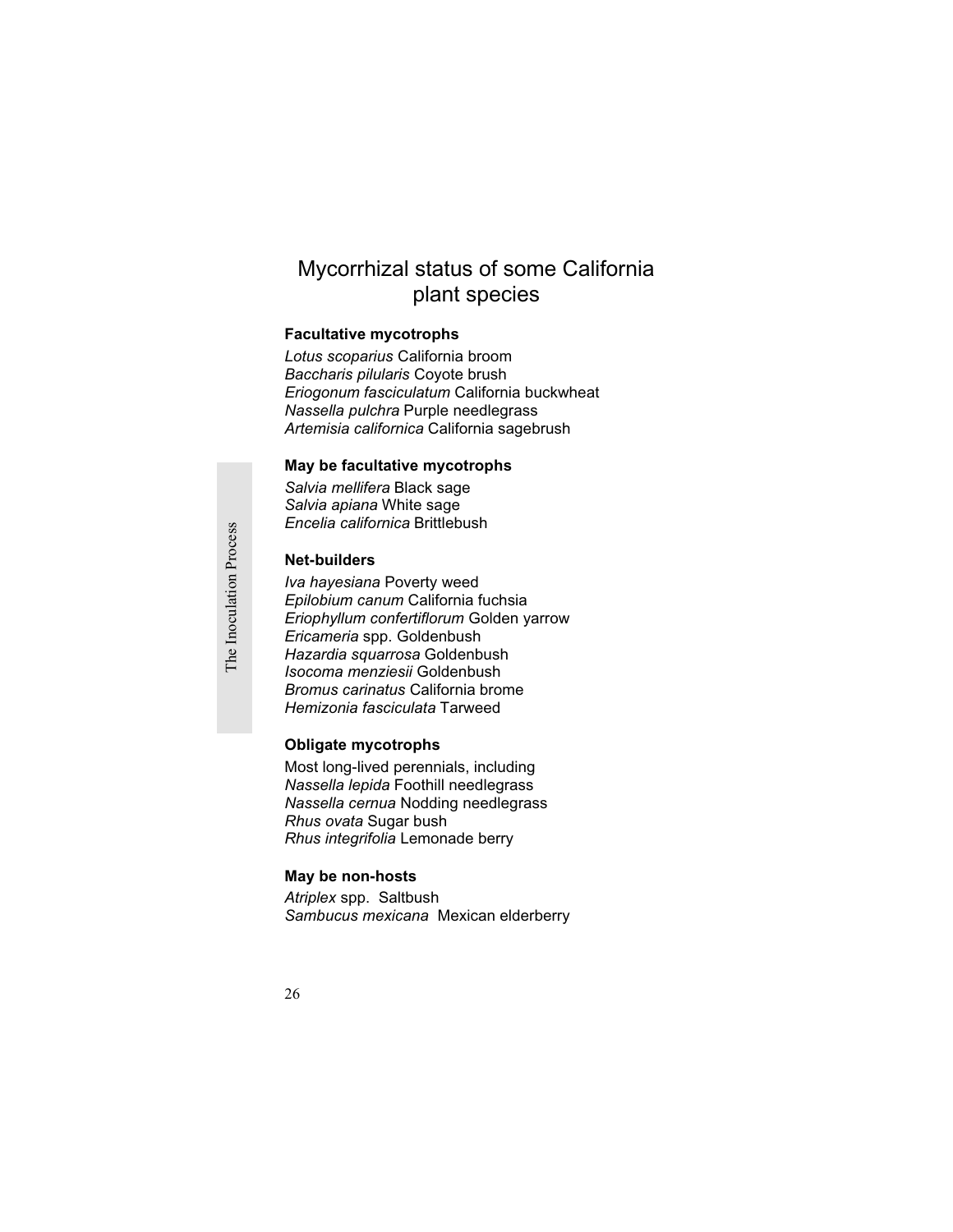# Mycorrhizal status of some California plant species

**Facultative mycotrophs**

*Lotus scoparius* California broom
*Baccharis pilularis* Coyote brush
*Eriogonum fasciculatum* California buckwheat
*Nassella pulchra* Purple needlegrass
*Artemisia californica* California sagebrush

**May be facultative mycotrophs**

*Salvia mellifera* Black sage
*Salvia apiana* White sage
*Encelia californica* Brittlebush

**Net-builders**

*Iva hayesiana* Poverty weed
*Epilobium canum* California fuchsia
*Eriophyllum confertiflorum* Golden yarrow
*Ericameria* spp. Goldenbush
*Hazardia squarrosa* Goldenbush
*Isocoma menziesii* Goldenbush
*Bromus carinatus* California brome
*Hemizonia fasciculata* Tarweed

**Obligate mycotrophs**

Most long-lived perennials, including
*Nassella lepida* Foothill needlegrass
*Nassella cernua* Nodding needlegrass
*Rhus ovata* Sugar bush
*Rhus integrifolia* Lemonade berry

**May be non-hosts**

*Atriplex* spp. Saltbush
*Sambucus mexicana* Mexican elderberry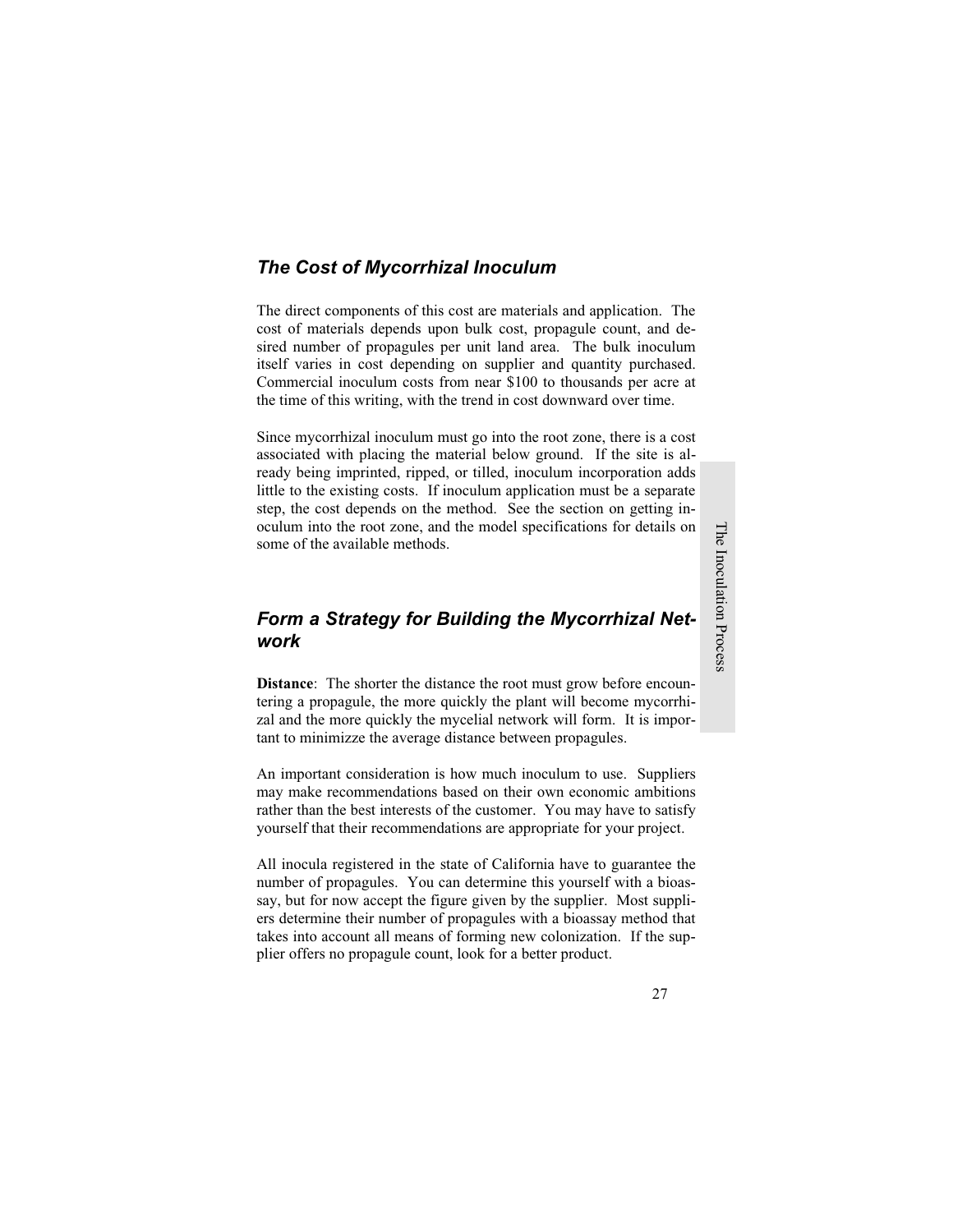## *The Cost of Mycorrhizal Inoculum*

The direct components of this cost are materials and application. The cost of materials depends upon bulk cost, propagule count, and desired number of propagules per unit land area. The bulk inoculum itself varies in cost depending on supplier and quantity purchased. Commercial inoculum costs from near $100 to thousands per acre at the time of this writing, with the trend in cost downward over time.

Since mycorrhizal inoculum must go into the root zone, there is a cost associated with placing the material below ground. If the site is already being imprinted, ripped, or tilled, inoculum incorporation adds little to the existing costs. If inoculum application must be a separate step, the cost depends on the method. See the section on getting inoculum into the root zone, and the model specifications for details on some of the available methods.

## *Form a Strategy for Building the Mycorrhizal Network*

**Distance**: The shorter the distance the root must grow before encountering a propagule, the more quickly the plant will become mycorrhizal and the more quickly the mycelial network will form. It is important to minimizze the average distance between propagules.

An important consideration is how much inoculum to use. Suppliers may make recommendations based on their own economic ambitions rather than the best interests of the customer. You may have to satisfy yourself that their recommendations are appropriate for your project.

All inocula registered in the state of California have to guarantee the number of propagules. You can determine this yourself with a bioassay, but for now accept the figure given by the supplier. Most suppliers determine their number of propagules with a bioassay method that takes into account all means of forming new colonization. If the supplier offers no propagule count, look for a better product.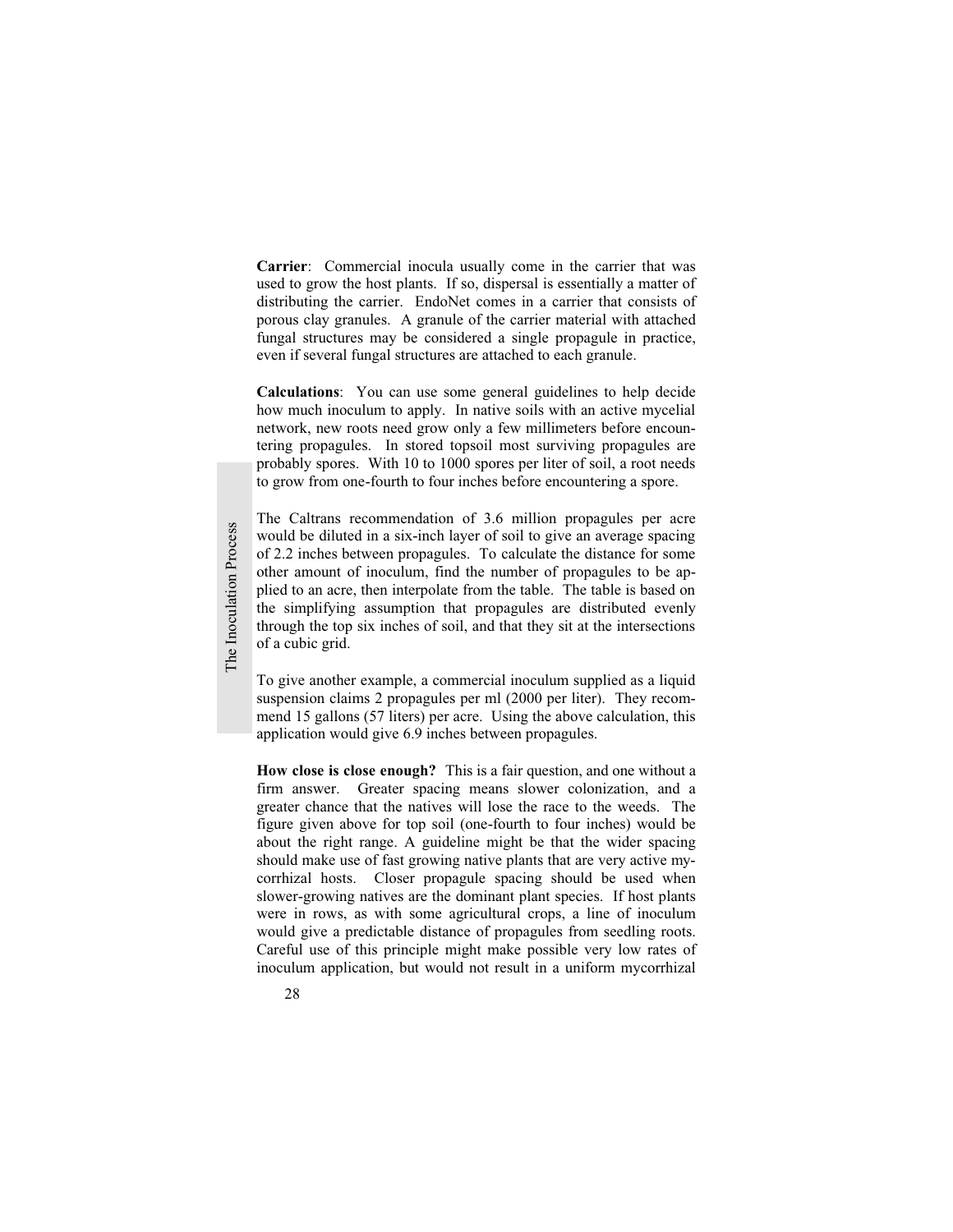**Carrier**: Commercial inocula usually come in the carrier that was used to grow the host plants. If so, dispersal is essentially a matter of distributing the carrier. EndoNet comes in a carrier that consists of porous clay granules. A granule of the carrier material with attached fungal structures may be considered a single propagule in practice, even if several fungal structures are attached to each granule.

**Calculations**: You can use some general guidelines to help decide how much inoculum to apply. In native soils with an active mycelial network, new roots need grow only a few millimeters before encountering propagules. In stored topsoil most surviving propagules are probably spores. With 10 to 1000 spores per liter of soil, a root needs to grow from one-fourth to four inches before encountering a spore.

The Caltrans recommendation of 3.6 million propagules per acre would be diluted in a six-inch layer of soil to give an average spacing of 2.2 inches between propagules. To calculate the distance for some other amount of inoculum, find the number of propagules to be applied to an acre, then interpolate from the table. The table is based on the simplifying assumption that propagules are distributed evenly through the top six inches of soil, and that they sit at the intersections of a cubic grid.

To give another example, a commercial inoculum supplied as a liquid suspension claims 2 propagules per ml (2000 per liter). They recommend 15 gallons (57 liters) per acre. Using the above calculation, this application would give 6.9 inches between propagules.

**How close is close enough?** This is a fair question, and one without a firm answer. Greater spacing means slower colonization, and a greater chance that the natives will lose the race to the weeds. The figure given above for top soil (one-fourth to four inches) would be about the right range. A guideline might be that the wider spacing should make use of fast growing native plants that are very active mycorrhizal hosts. Closer propagule spacing should be used when slower-growing natives are the dominant plant species. If host plants were in rows, as with some agricultural crops, a line of inoculum would give a predictable distance of propagules from seedling roots. Careful use of this principle might make possible very low rates of inoculum application, but would not result in a uniform mycorrhizal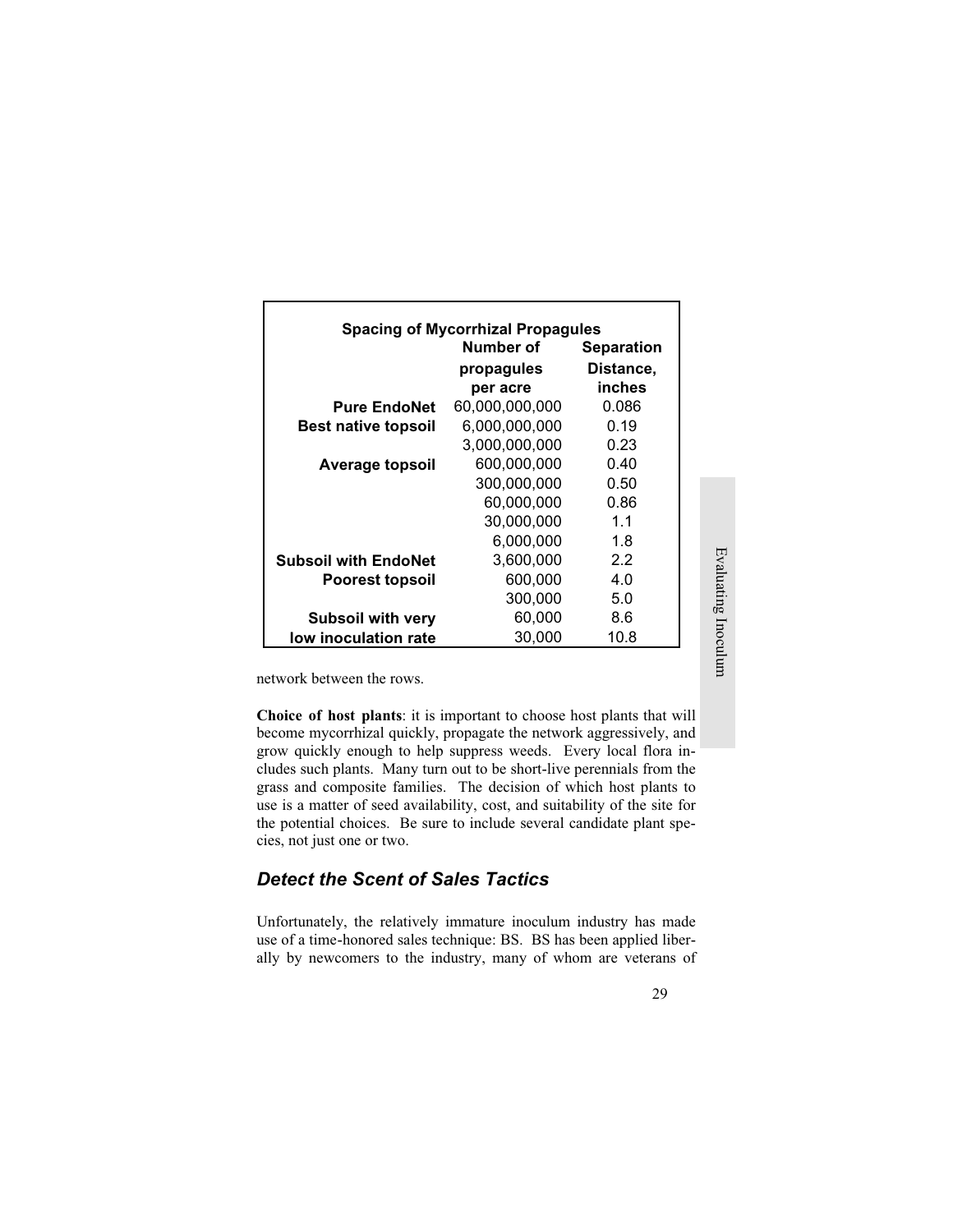| Spacing of Mycorrhizal Propagules | | |
|---|---|---|
| | Number of propagules per acre | Separation Distance, inches |
| **Pure EndoNet** | 60,000,000,000 | 0.086 |
| **Best native topsoil** | 6,000,000,000 | 0.19 |
| | 3,000,000,000 | 0.23 |
| **Average topsoil** | 600,000,000 | 0.40 |
| | 300,000,000 | 0.50 |
| | 60,000,000 | 0.86 |
| | 30,000,000 | 1.1 |
| | 6,000,000 | 1.8 |
| **Subsoil with EndoNet** | 3,600,000 | 2.2 |
| **Poorest topsoil** | 600,000 | 4.0 |
| | 300,000 | 5.0 |
| **Subsoil with very** | 60,000 | 8.6 |
| **low inoculation rate** | 30,000 | 10.8 |

network between the rows.

**Choice of host plants**: it is important to choose host plants that will become mycorrhizal quickly, propagate the network aggressively, and grow quickly enough to help suppress weeds. Every local flora includes such plants. Many turn out to be short-live perennials from the grass and composite families. The decision of which host plants to use is a matter of seed availability, cost, and suitability of the site for the potential choices. Be sure to include several candidate plant species, not just one or two.

## *Detect the Scent of Sales Tactics*

Unfortunately, the relatively immature inoculum industry has made use of a time-honored sales technique: BS. BS has been applied liberally by newcomers to the industry, many of whom are veterans of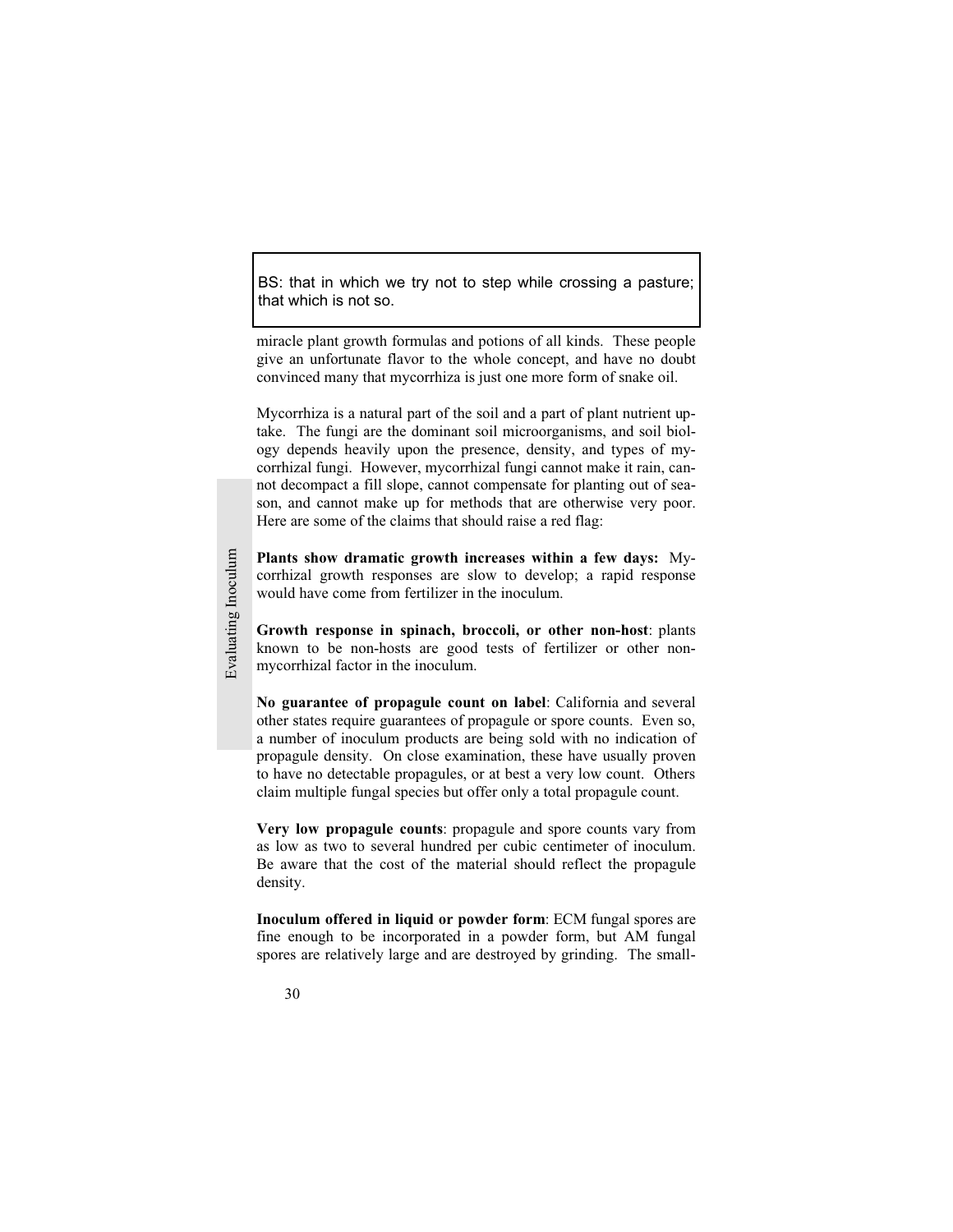> BS: that in which we try not to step while crossing a pasture; that which is not so.

miracle plant growth formulas and potions of all kinds. These people give an unfortunate flavor to the whole concept, and have no doubt convinced many that mycorrhiza is just one more form of snake oil.

Mycorrhiza is a natural part of the soil and a part of plant nutrient uptake. The fungi are the dominant soil microorganisms, and soil biology depends heavily upon the presence, density, and types of mycorrhizal fungi. However, mycorrhizal fungi cannot make it rain, cannot decompact a fill slope, cannot compensate for planting out of season, and cannot make up for methods that are otherwise very poor. Here are some of the claims that should raise a red flag:

**Plants show dramatic growth increases within a few days:** Mycorrhizal growth responses are slow to develop; a rapid response would have come from fertilizer in the inoculum.

**Growth response in spinach, broccoli, or other non-host**: plants known to be non-hosts are good tests of fertilizer or other non-mycorrhizal factor in the inoculum.

**No guarantee of propagule count on label**: California and several other states require guarantees of propagule or spore counts. Even so, a number of inoculum products are being sold with no indication of propagule density. On close examination, these have usually proven to have no detectable propagules, or at best a very low count. Others claim multiple fungal species but offer only a total propagule count.

**Very low propagule counts**: propagule and spore counts vary from as low as two to several hundred per cubic centimeter of inoculum. Be aware that the cost of the material should reflect the propagule density.

**Inoculum offered in liquid or powder form**: ECM fungal spores are fine enough to be incorporated in a powder form, but AM fungal spores are relatively large and are destroyed by grinding. The small-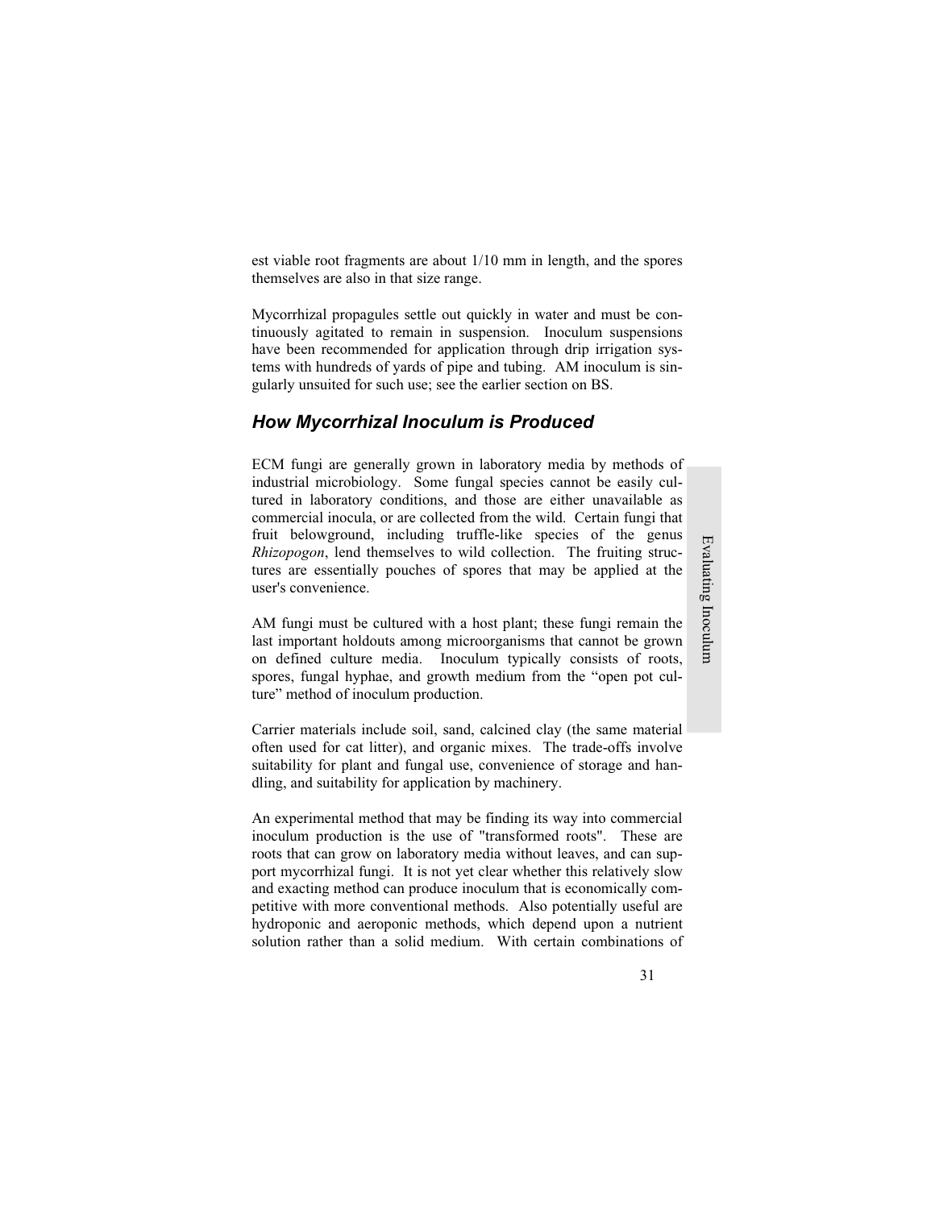est viable root fragments are about 1/10 mm in length, and the spores themselves are also in that size range.

Mycorrhizal propagules settle out quickly in water and must be continuously agitated to remain in suspension. Inoculum suspensions have been recommended for application through drip irrigation systems with hundreds of yards of pipe and tubing. AM inoculum is singularly unsuited for such use; see the earlier section on BS.

## *How Mycorrhizal Inoculum is Produced*

ECM fungi are generally grown in laboratory media by methods of industrial microbiology. Some fungal species cannot be easily cultured in laboratory conditions, and those are either unavailable as commercial inocula, or are collected from the wild. Certain fungi that fruit belowground, including truffle-like species of the genus *Rhizopogon*, lend themselves to wild collection. The fruiting structures are essentially pouches of spores that may be applied at the user's convenience.

AM fungi must be cultured with a host plant; these fungi remain the last important holdouts among microorganisms that cannot be grown on defined culture media. Inoculum typically consists of roots, spores, fungal hyphae, and growth medium from the "open pot culture" method of inoculum production.

Carrier materials include soil, sand, calcined clay (the same material often used for cat litter), and organic mixes. The trade-offs involve suitability for plant and fungal use, convenience of storage and handling, and suitability for application by machinery.

An experimental method that may be finding its way into commercial inoculum production is the use of "transformed roots". These are roots that can grow on laboratory media without leaves, and can support mycorrhizal fungi. It is not yet clear whether this relatively slow and exacting method can produce inoculum that is economically competitive with more conventional methods. Also potentially useful are hydroponic and aeroponic methods, which depend upon a nutrient solution rather than a solid medium. With certain combinations of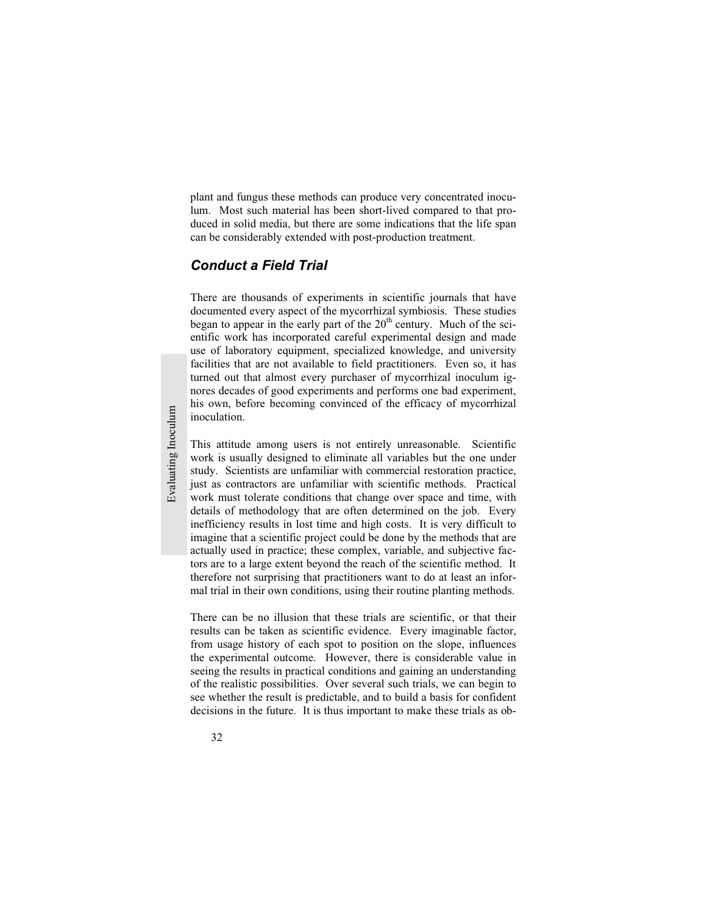plant and fungus these methods can produce very concentrated inoculum. Most such material has been short-lived compared to that produced in solid media, but there are some indications that the life span can be considerably extended with post-production treatment.

## *Conduct a Field Trial*

There are thousands of experiments in scientific journals that have documented every aspect of the mycorrhizal symbiosis. These studies began to appear in the early part of the 20th century. Much of the scientific work has incorporated careful experimental design and made use of laboratory equipment, specialized knowledge, and university facilities that are not available to field practitioners. Even so, it has turned out that almost every purchaser of mycorrhizal inoculum ignores decades of good experiments and performs one bad experiment, his own, before becoming convinced of the efficacy of mycorrhizal inoculation.

This attitude among users is not entirely unreasonable. Scientific work is usually designed to eliminate all variables but the one under study. Scientists are unfamiliar with commercial restoration practice, just as contractors are unfamiliar with scientific methods. Practical work must tolerate conditions that change over space and time, with details of methodology that are often determined on the job. Every inefficiency results in lost time and high costs. It is very difficult to imagine that a scientific project could be done by the methods that are actually used in practice; these complex, variable, and subjective factors are to a large extent beyond the reach of the scientific method. It therefore not surprising that practitioners want to do at least an informal trial in their own conditions, using their routine planting methods.

There can be no illusion that these trials are scientific, or that their results can be taken as scientific evidence. Every imaginable factor, from usage history of each spot to position on the slope, influences the experimental outcome. However, there is considerable value in seeing the results in practical conditions and gaining an understanding of the realistic possibilities. Over several such trials, we can begin to see whether the result is predictable, and to build a basis for confident decisions in the future. It is thus important to make these trials as ob-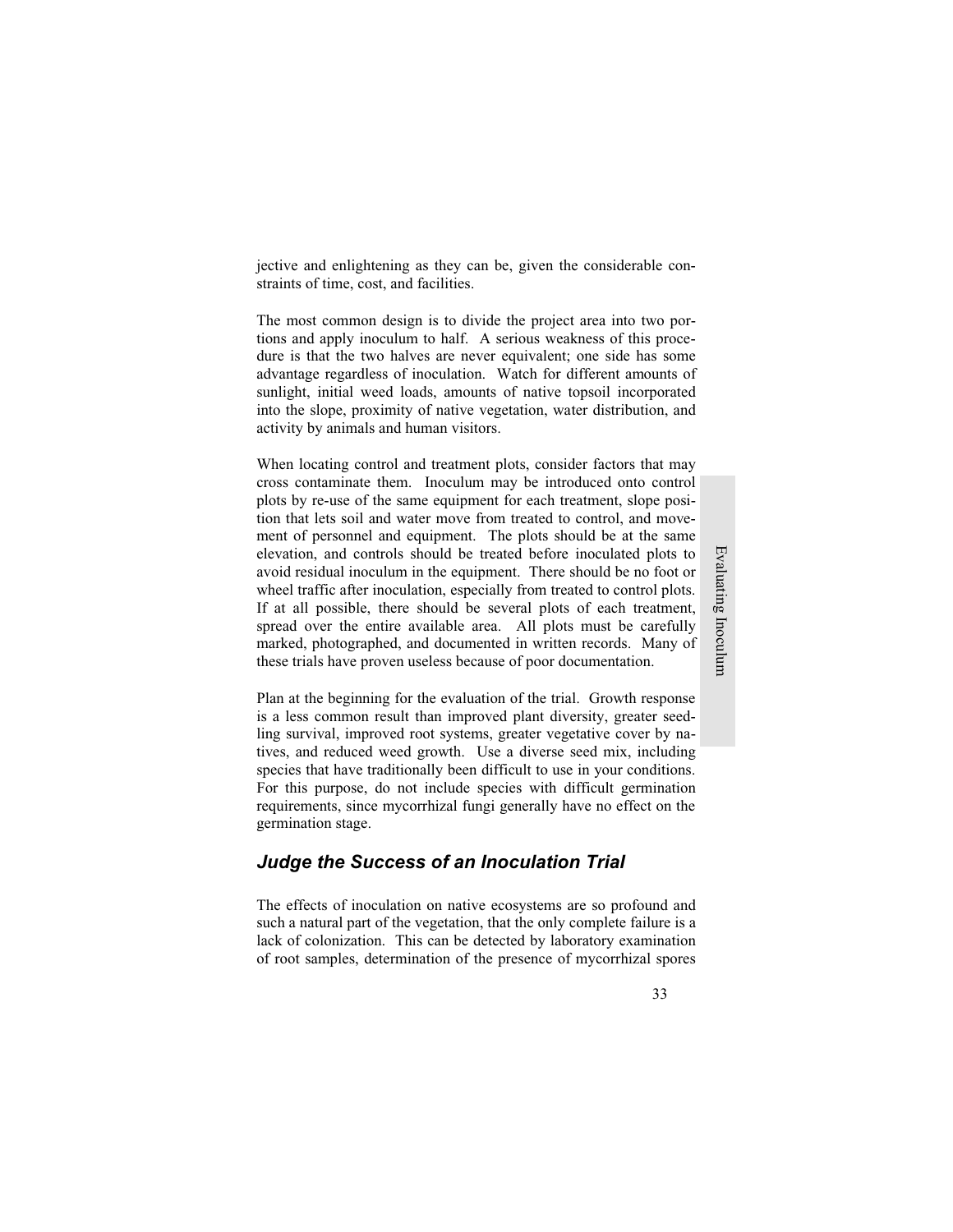jective and enlightening as they can be, given the considerable constraints of time, cost, and facilities.

The most common design is to divide the project area into two portions and apply inoculum to half. A serious weakness of this procedure is that the two halves are never equivalent; one side has some advantage regardless of inoculation. Watch for different amounts of sunlight, initial weed loads, amounts of native topsoil incorporated into the slope, proximity of native vegetation, water distribution, and activity by animals and human visitors.

When locating control and treatment plots, consider factors that may cross contaminate them. Inoculum may be introduced onto control plots by re-use of the same equipment for each treatment, slope position that lets soil and water move from treated to control, and movement of personnel and equipment. The plots should be at the same elevation, and controls should be treated before inoculated plots to avoid residual inoculum in the equipment. There should be no foot or wheel traffic after inoculation, especially from treated to control plots. If at all possible, there should be several plots of each treatment, spread over the entire available area. All plots must be carefully marked, photographed, and documented in written records. Many of these trials have proven useless because of poor documentation.

Plan at the beginning for the evaluation of the trial. Growth response is a less common result than improved plant diversity, greater seedling survival, improved root systems, greater vegetative cover by natives, and reduced weed growth. Use a diverse seed mix, including species that have traditionally been difficult to use in your conditions. For this purpose, do not include species with difficult germination requirements, since mycorrhizal fungi generally have no effect on the germination stage.

## *Judge the Success of an Inoculation Trial*

The effects of inoculation on native ecosystems are so profound and such a natural part of the vegetation, that the only complete failure is a lack of colonization. This can be detected by laboratory examination of root samples, determination of the presence of mycorrhizal spores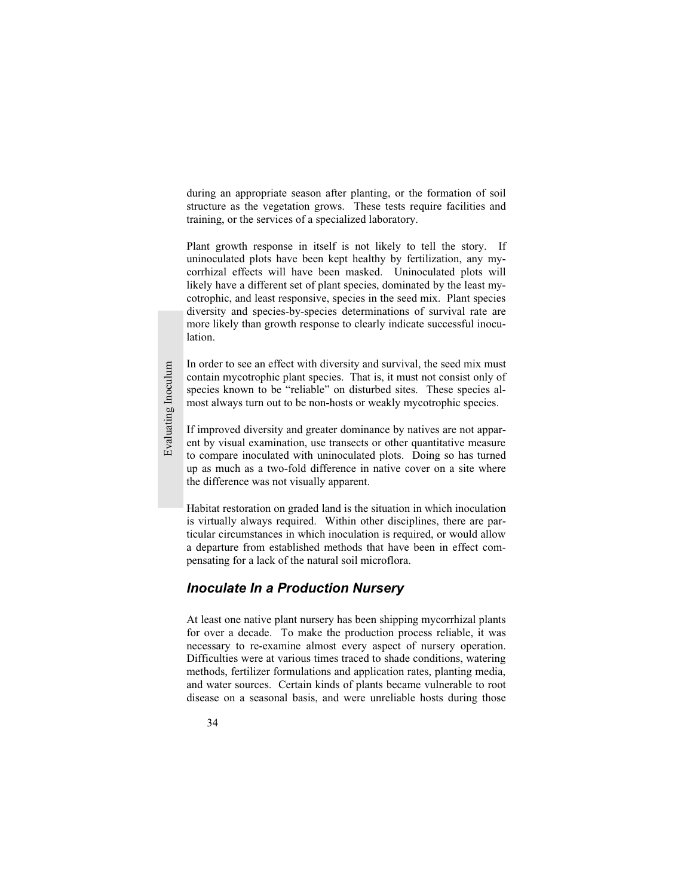during an appropriate season after planting, or the formation of soil structure as the vegetation grows. These tests require facilities and training, or the services of a specialized laboratory.

Plant growth response in itself is not likely to tell the story. If uninoculated plots have been kept healthy by fertilization, any mycorrhizal effects will have been masked. Uninoculated plots will likely have a different set of plant species, dominated by the least mycotrophic, and least responsive, species in the seed mix. Plant species diversity and species-by-species determinations of survival rate are more likely than growth response to clearly indicate successful inoculation.

In order to see an effect with diversity and survival, the seed mix must contain mycotrophic plant species. That is, it must not consist only of species known to be "reliable" on disturbed sites. These species almost always turn out to be non-hosts or weakly mycotrophic species.

If improved diversity and greater dominance by natives are not apparent by visual examination, use transects or other quantitative measure to compare inoculated with uninoculated plots. Doing so has turned up as much as a two-fold difference in native cover on a site where the difference was not visually apparent.

Habitat restoration on graded land is the situation in which inoculation is virtually always required. Within other disciplines, there are particular circumstances in which inoculation is required, or would allow a departure from established methods that have been in effect compensating for a lack of the natural soil microflora.

## *Inoculate In a Production Nursery*

At least one native plant nursery has been shipping mycorrhizal plants for over a decade. To make the production process reliable, it was necessary to re-examine almost every aspect of nursery operation. Difficulties were at various times traced to shade conditions, watering methods, fertilizer formulations and application rates, planting media, and water sources. Certain kinds of plants became vulnerable to root disease on a seasonal basis, and were unreliable hosts during those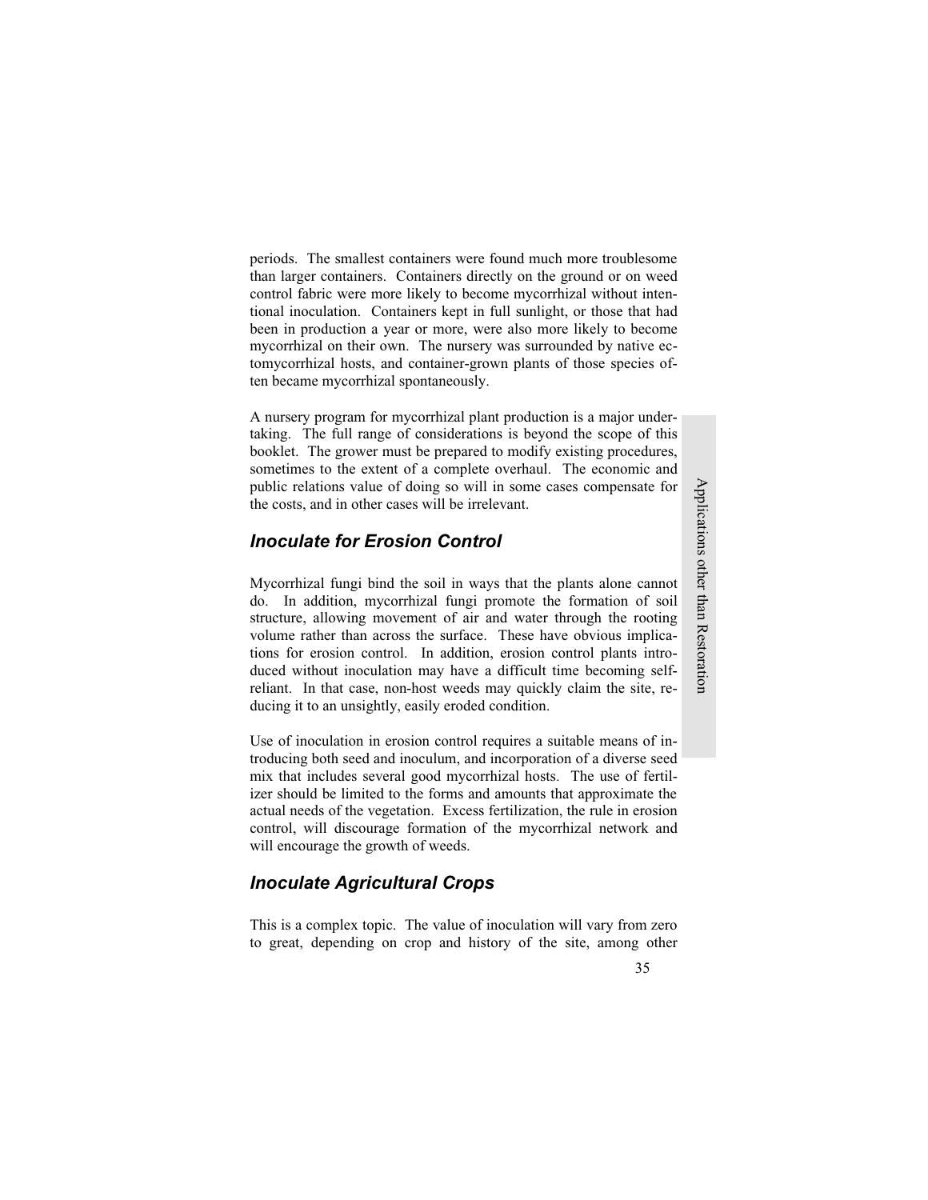periods. The smallest containers were found much more troublesome than larger containers. Containers directly on the ground or on weed control fabric were more likely to become mycorrhizal without intentional inoculation. Containers kept in full sunlight, or those that had been in production a year or more, were also more likely to become mycorrhizal on their own. The nursery was surrounded by native ectomycorrhizal hosts, and container-grown plants of those species often became mycorrhizal spontaneously.

A nursery program for mycorrhizal plant production is a major undertaking. The full range of considerations is beyond the scope of this booklet. The grower must be prepared to modify existing procedures, sometimes to the extent of a complete overhaul. The economic and public relations value of doing so will in some cases compensate for the costs, and in other cases will be irrelevant.

## *Inoculate for Erosion Control*

Mycorrhizal fungi bind the soil in ways that the plants alone cannot do. In addition, mycorrhizal fungi promote the formation of soil structure, allowing movement of air and water through the rooting volume rather than across the surface. These have obvious implications for erosion control. In addition, erosion control plants introduced without inoculation may have a difficult time becoming self-reliant. In that case, non-host weeds may quickly claim the site, reducing it to an unsightly, easily eroded condition.

Use of inoculation in erosion control requires a suitable means of introducing both seed and inoculum, and incorporation of a diverse seed mix that includes several good mycorrhizal hosts. The use of fertilizer should be limited to the forms and amounts that approximate the actual needs of the vegetation. Excess fertilization, the rule in erosion control, will discourage formation of the mycorrhizal network and will encourage the growth of weeds.

## *Inoculate Agricultural Crops*

This is a complex topic. The value of inoculation will vary from zero to great, depending on crop and history of the site, among other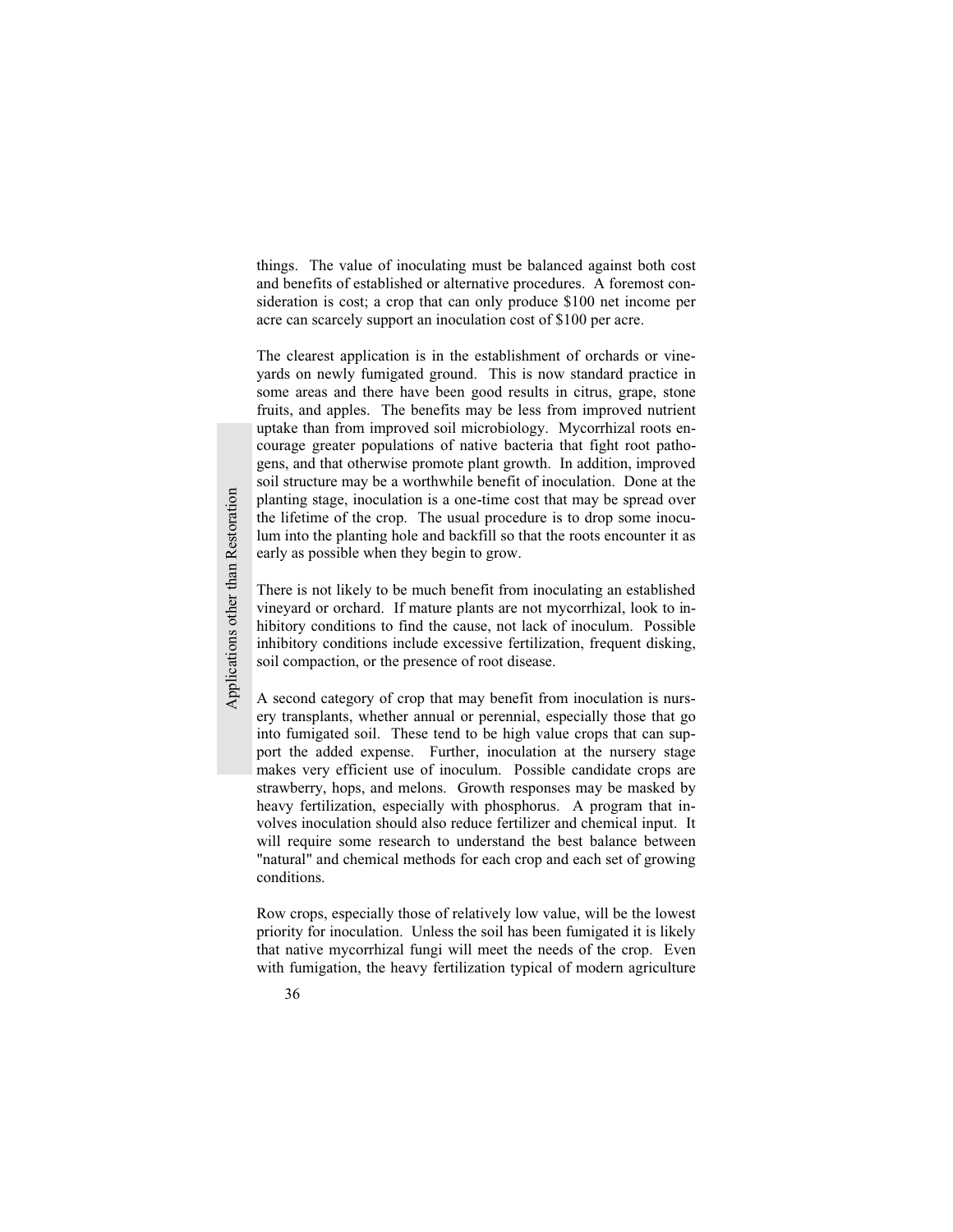things. The value of inoculating must be balanced against both cost and benefits of established or alternative procedures. A foremost consideration is cost; a crop that can only produce $100 net income per acre can scarcely support an inoculation cost of $100 per acre.

The clearest application is in the establishment of orchards or vineyards on newly fumigated ground. This is now standard practice in some areas and there have been good results in citrus, grape, stone fruits, and apples. The benefits may be less from improved nutrient uptake than from improved soil microbiology. Mycorrhizal roots encourage greater populations of native bacteria that fight root pathogens, and that otherwise promote plant growth. In addition, improved soil structure may be a worthwhile benefit of inoculation. Done at the planting stage, inoculation is a one-time cost that may be spread over the lifetime of the crop. The usual procedure is to drop some inoculum into the planting hole and backfill so that the roots encounter it as early as possible when they begin to grow.

There is not likely to be much benefit from inoculating an established vineyard or orchard. If mature plants are not mycorrhizal, look to inhibitory conditions to find the cause, not lack of inoculum. Possible inhibitory conditions include excessive fertilization, frequent disking, soil compaction, or the presence of root disease.

A second category of crop that may benefit from inoculation is nursery transplants, whether annual or perennial, especially those that go into fumigated soil. These tend to be high value crops that can support the added expense. Further, inoculation at the nursery stage makes very efficient use of inoculum. Possible candidate crops are strawberry, hops, and melons. Growth responses may be masked by heavy fertilization, especially with phosphorus. A program that involves inoculation should also reduce fertilizer and chemical input. It will require some research to understand the best balance between "natural" and chemical methods for each crop and each set of growing conditions.

Row crops, especially those of relatively low value, will be the lowest priority for inoculation. Unless the soil has been fumigated it is likely that native mycorrhizal fungi will meet the needs of the crop. Even with fumigation, the heavy fertilization typical of modern agriculture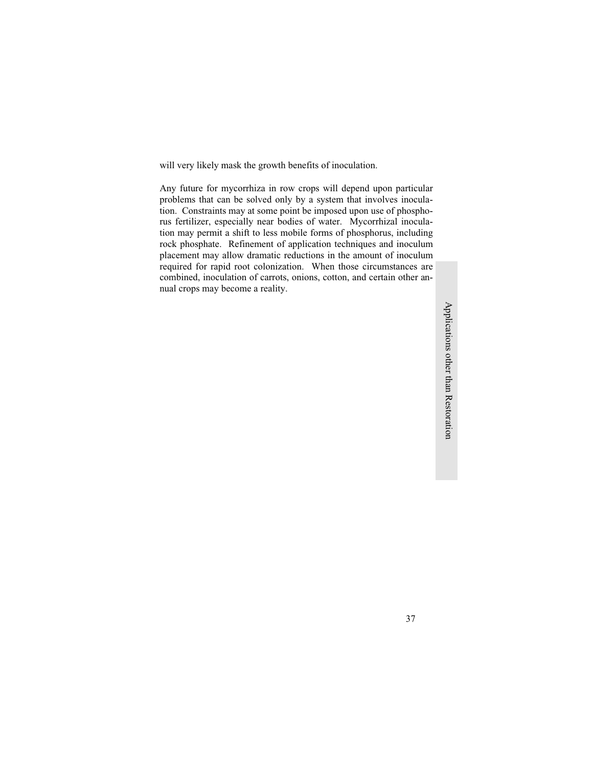will very likely mask the growth benefits of inoculation.

Any future for mycorrhiza in row crops will depend upon particular problems that can be solved only by a system that involves inoculation. Constraints may at some point be imposed upon use of phosphorus fertilizer, especially near bodies of water. Mycorrhizal inoculation may permit a shift to less mobile forms of phosphorus, including rock phosphate. Refinement of application techniques and inoculum placement may allow dramatic reductions in the amount of inoculum required for rapid root colonization. When those circumstances are combined, inoculation of carrots, onions, cotton, and certain other annual crops may become a reality.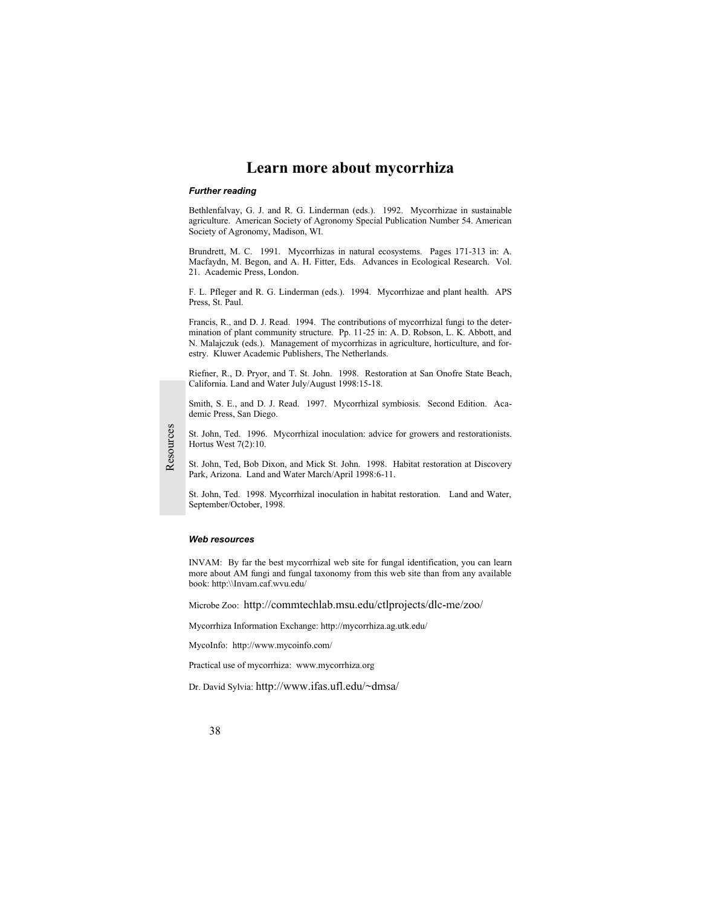# Learn more about mycorrhiza

***Further reading***

Bethlenfalvay, G. J. and R. G. Linderman (eds.). 1992. Mycorrhizae in sustainable agriculture. American Society of Agronomy Special Publication Number 54. American Society of Agronomy, Madison, WI.

Brundrett, M. C. 1991. Mycorrhizas in natural ecosystems. Pages 171-313 in: A. Macfaydn, M. Begon, and A. H. Fitter, Eds. Advances in Ecological Research. Vol. 21. Academic Press, London.

F. L. Pfleger and R. G. Linderman (eds.). 1994. Mycorrhizae and plant health. APS Press, St. Paul.

Francis, R., and D. J. Read. 1994. The contributions of mycorrhizal fungi to the determination of plant community structure. Pp. 11-25 in: A. D. Robson, L. K. Abbott, and N. Malajczuk (eds.). Management of mycorrhizas in agriculture, horticulture, and forestry. Kluwer Academic Publishers, The Netherlands.

Riefner, R., D. Pryor, and T. St. John. 1998. Restoration at San Onofre State Beach, California. Land and Water July/August 1998:15-18.

Smith, S. E., and D. J. Read. 1997. Mycorrhizal symbiosis. Second Edition. Academic Press, San Diego.

St. John, Ted. 1996. Mycorrhizal inoculation: advice for growers and restorationists. Hortus West 7(2):10.

St. John, Ted, Bob Dixon, and Mick St. John. 1998. Habitat restoration at Discovery Park, Arizona. Land and Water March/April 1998:6-11.

St. John, Ted. 1998. Mycorrhizal inoculation in habitat restoration. Land and Water, September/October, 1998.

***Web resources***

INVAM: By far the best mycorrhizal web site for fungal identification, you can learn more about AM fungi and fungal taxonomy from this web site than from any available book: http:\\Invam.caf.wvu.edu/

Microbe Zoo: http://commtechlab.msu.edu/ctlprojects/dlc-me/zoo/

Mycorrhiza Information Exchange: http://mycorrhiza.ag.utk.edu/

MycoInfo: http://www.mycoinfo.com/

Practical use of mycorrhiza: www.mycorrhiza.org

Dr. David Sylvia: http://www.ifas.ufl.edu/~dmsa/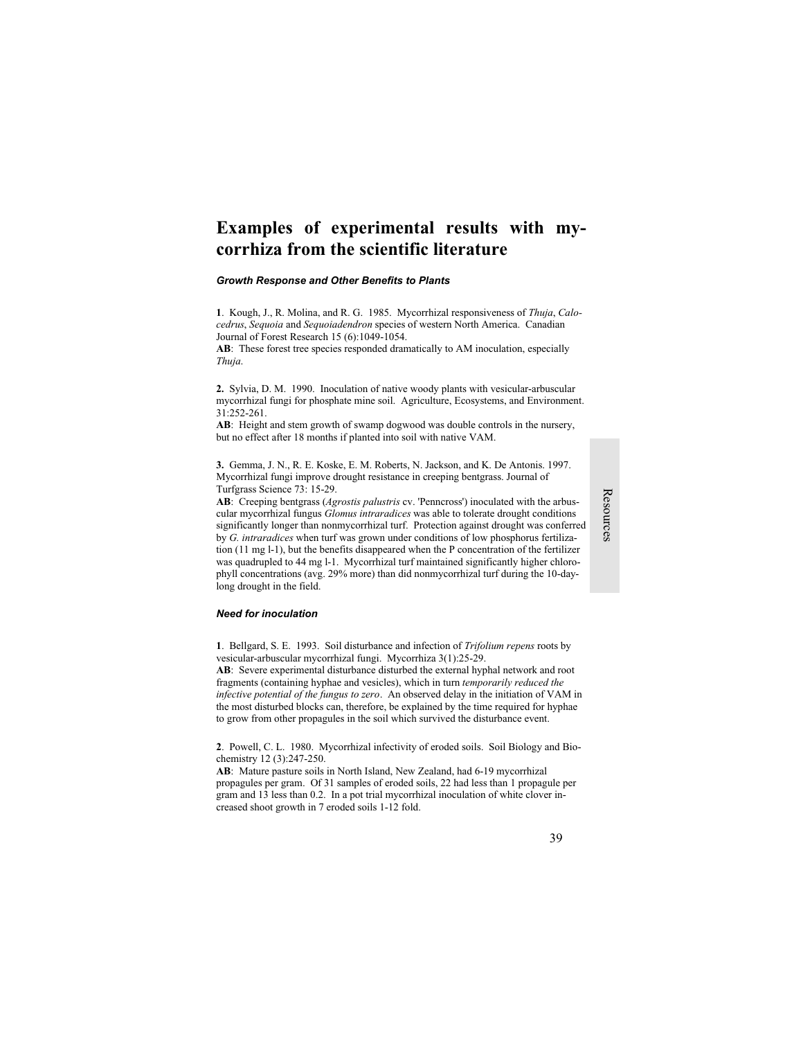# Examples of experimental results with mycorrhiza from the scientific literature

### *Growth Response and Other Benefits to Plants*

**1**. Kough, J., R. Molina, and R. G. 1985. Mycorrhizal responsiveness of *Thuja*, *Calocedrus*, *Sequoia* and *Sequoiadendron* species of western North America. Canadian Journal of Forest Research 15 (6):1049-1054.
**AB**: These forest tree species responded dramatically to AM inoculation, especially *Thuja*.

**2.** Sylvia, D. M. 1990. Inoculation of native woody plants with vesicular-arbuscular mycorrhizal fungi for phosphate mine soil. Agriculture, Ecosystems, and Environment. 31:252-261.
**AB**: Height and stem growth of swamp dogwood was double controls in the nursery, but no effect after 18 months if planted into soil with native VAM.

**3.** Gemma, J. N., R. E. Koske, E. M. Roberts, N. Jackson, and K. De Antonis. 1997. Mycorrhizal fungi improve drought resistance in creeping bentgrass. Journal of Turfgrass Science 73: 15-29.
**AB**: Creeping bentgrass (*Agrostis palustris* cv. 'Penncross') inoculated with the arbuscular mycorrhizal fungus *Glomus intraradices* was able to tolerate drought conditions significantly longer than nonmycorrhizal turf. Protection against drought was conferred by *G. intraradices* when turf was grown under conditions of low phosphorus fertilization (11 mg l-1), but the benefits disappeared when the P concentration of the fertilizer was quadrupled to 44 mg l-1. Mycorrhizal turf maintained significantly higher chlorophyll concentrations (avg. 29% more) than did nonmycorrhizal turf during the 10-day-long drought in the field.

### *Need for inoculation*

**1**. Bellgard, S. E. 1993. Soil disturbance and infection of *Trifolium repens* roots by vesicular-arbuscular mycorrhizal fungi. Mycorrhiza 3(1):25-29.
**AB**: Severe experimental disturbance disturbed the external hyphal network and root fragments (containing hyphae and vesicles), which in turn *temporarily reduced the infective potential of the fungus to zero*. An observed delay in the initiation of VAM in the most disturbed blocks can, therefore, be explained by the time required for hyphae to grow from other propagules in the soil which survived the disturbance event.

**2**. Powell, C. L. 1980. Mycorrhizal infectivity of eroded soils. Soil Biology and Biochemistry 12 (3):247-250.
**AB**: Mature pasture soils in North Island, New Zealand, had 6-19 mycorrhizal propagules per gram. Of 31 samples of eroded soils, 22 had less than 1 propagule per gram and 13 less than 0.2. In a pot trial mycorrhizal inoculation of white clover increased shoot growth in 7 eroded soils 1-12 fold.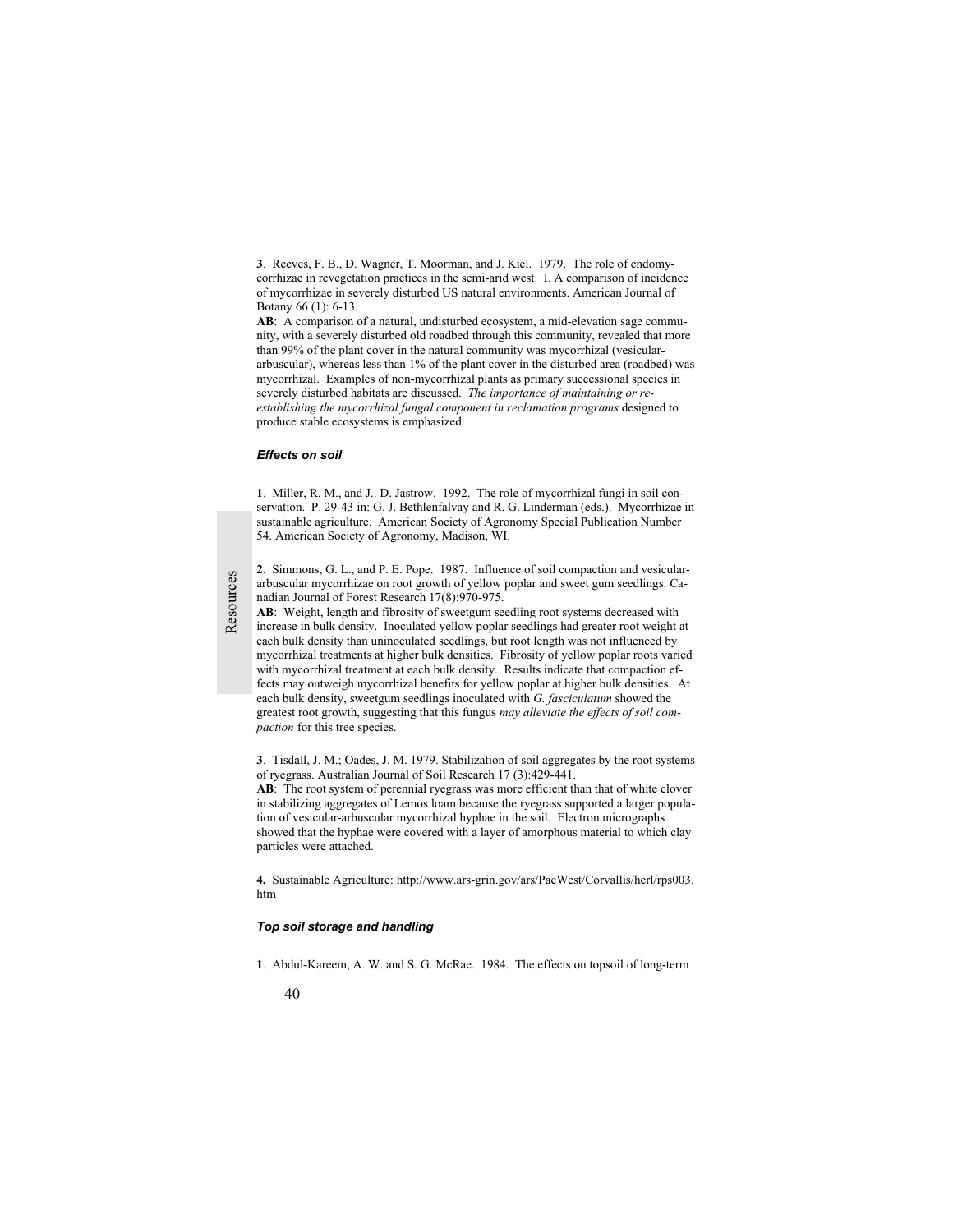**3**. Reeves, F. B., D. Wagner, T. Moorman, and J. Kiel. 1979. The role of endomycorrhizae in revegetation practices in the semi-arid west. I. A comparison of incidence of mycorrhizae in severely disturbed US natural environments. American Journal of Botany 66 (1): 6-13.

**AB**: A comparison of a natural, undisturbed ecosystem, a mid-elevation sage community, with a severely disturbed old roadbed through this community, revealed that more than 99% of the plant cover in the natural community was mycorrhizal (vesicular-arbuscular), whereas less than 1% of the plant cover in the disturbed area (roadbed) was mycorrhizal. Examples of non-mycorrhizal plants as primary successional species in severely disturbed habitats are discussed. *The importance of maintaining or re-establishing the mycorrhizal fungal component in reclamation programs* designed to produce stable ecosystems is emphasized.

### *Effects on soil*

**1**. Miller, R. M., and J.. D. Jastrow. 1992. The role of mycorrhizal fungi in soil conservation. P. 29-43 in: G. J. Bethlenfalvay and R. G. Linderman (eds.). Mycorrhizae in sustainable agriculture. American Society of Agronomy Special Publication Number 54. American Society of Agronomy, Madison, WI.

**2**. Simmons, G. L., and P. E. Pope. 1987. Influence of soil compaction and vesicular-arbuscular mycorrhizae on root growth of yellow poplar and sweet gum seedlings. Canadian Journal of Forest Research 17(8):970-975.

**AB**: Weight, length and fibrosity of sweetgum seedling root systems decreased with increase in bulk density. Inoculated yellow poplar seedlings had greater root weight at each bulk density than uninoculated seedlings, but root length was not influenced by mycorrhizal treatments at higher bulk densities. Fibrosity of yellow poplar roots varied with mycorrhizal treatment at each bulk density. Results indicate that compaction effects may outweigh mycorrhizal benefits for yellow poplar at higher bulk densities. At each bulk density, sweetgum seedlings inoculated with *G. fasciculatum* showed the greatest root growth, suggesting that this fungus *may alleviate the effects of soil compaction* for this tree species.

**3**. Tisdall, J. M.; Oades, J. M. 1979. Stabilization of soil aggregates by the root systems of ryegrass. Australian Journal of Soil Research 17 (3):429-441.

**AB**: The root system of perennial ryegrass was more efficient than that of white clover in stabilizing aggregates of Lemos loam because the ryegrass supported a larger population of vesicular-arbuscular mycorrhizal hyphae in the soil. Electron micrographs showed that the hyphae were covered with a layer of amorphous material to which clay particles were attached.

**4.** Sustainable Agriculture: http://www.ars-grin.gov/ars/PacWest/Corvallis/hcrl/rps003.htm

### *Top soil storage and handling*

**1**. Abdul-Kareem, A. W. and S. G. McRae. 1984. The effects on topsoil of long-term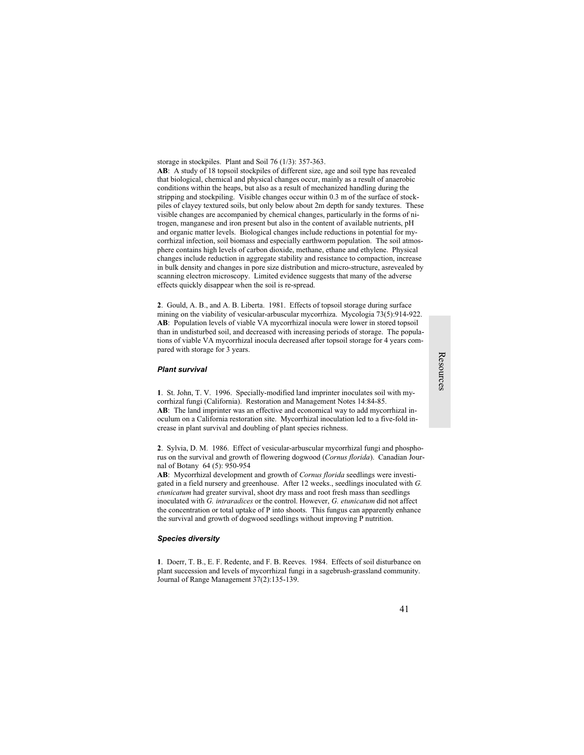storage in stockpiles. Plant and Soil 76 (1/3): 357-363.
**AB**: A study of 18 topsoil stockpiles of different size, age and soil type has revealed that biological, chemical and physical changes occur, mainly as a result of anaerobic conditions within the heaps, but also as a result of mechanized handling during the stripping and stockpiling. Visible changes occur within 0.3 m of the surface of stockpiles of clayey textured soils, but only below about 2m depth for sandy textures. These visible changes are accompanied by chemical changes, particularly in the forms of nitrogen, manganese and iron present but also in the content of available nutrients, pH and organic matter levels. Biological changes include reductions in potential for mycorrhizal infection, soil biomass and especially earthworm population. The soil atmosphere contains high levels of carbon dioxide, methane, ethane and ethylene. Physical changes include reduction in aggregate stability and resistance to compaction, increase in bulk density and changes in pore size distribution and micro-structure, asrevealed by scanning electron microscopy. Limited evidence suggests that many of the adverse effects quickly disappear when the soil is re-spread.

**2**. Gould, A. B., and A. B. Liberta. 1981. Effects of topsoil storage during surface mining on the viability of vesicular-arbuscular mycorrhiza. Mycologia 73(5):914-922.
**AB**: Population levels of viable VA mycorrhizal inocula were lower in stored topsoil than in undisturbed soil, and decreased with increasing periods of storage. The populations of viable VA mycorrhizal inocula decreased after topsoil storage for 4 years compared with storage for 3 years.

### *Plant survival*

**1**. St. John, T. V. 1996. Specially-modified land imprinter inoculates soil with mycorrhizal fungi (California). Restoration and Management Notes 14:84-85.
**AB**: The land imprinter was an effective and economical way to add mycorrhizal inoculum on a California restoration site. Mycorrhizal inoculation led to a five-fold increase in plant survival and doubling of plant species richness.

**2**. Sylvia, D. M. 1986. Effect of vesicular-arbuscular mycorrhizal fungi and phosphorus on the survival and growth of flowering dogwood (*Cornus florida*). Canadian Journal of Botany 64 (5): 950-954
**AB**: Mycorrhizal development and growth of *Cornus florida* seedlings were investigated in a field nursery and greenhouse. After 12 weeks., seedlings inoculated with *G. etunicatum* had greater survival, shoot dry mass and root fresh mass than seedlings inoculated with *G. intraradices* or the control. However, *G. etunicatum* did not affect the concentration or total uptake of P into shoots. This fungus can apparently enhance the survival and growth of dogwood seedlings without improving P nutrition.

### *Species diversity*

**1**. Doerr, T. B., E. F. Redente, and F. B. Reeves. 1984. Effects of soil disturbance on plant succession and levels of mycorrhizal fungi in a sagebrush-grassland community. Journal of Range Management 37(2):135-139.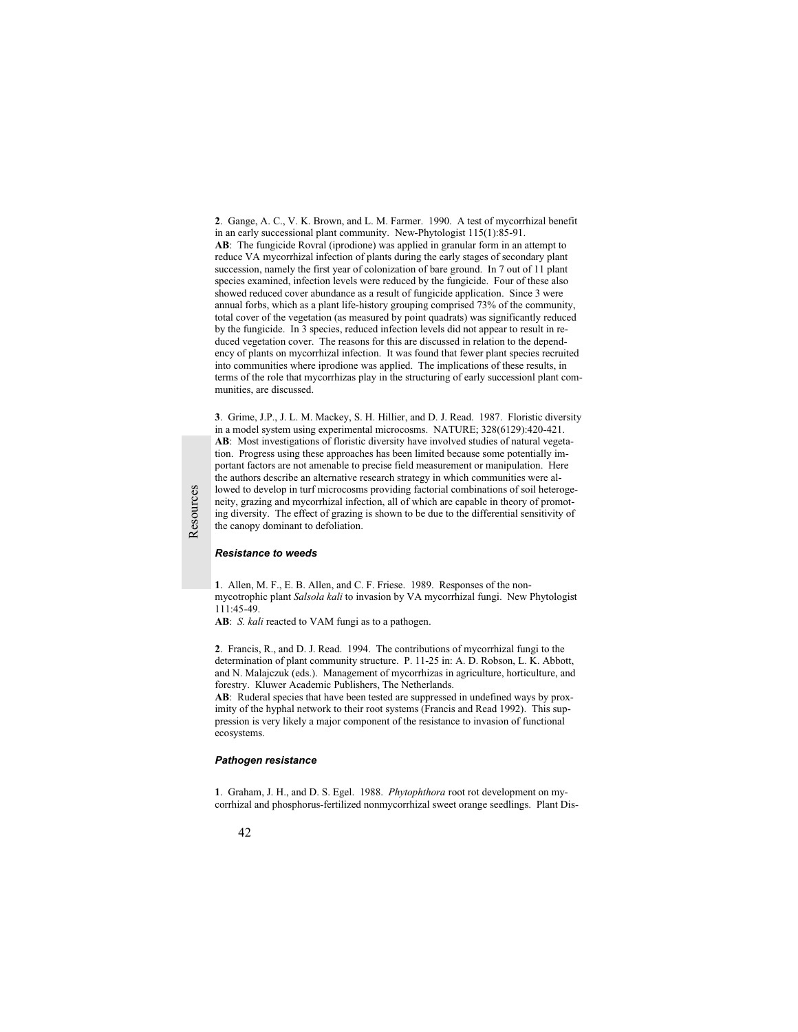**2**. Gange, A. C., V. K. Brown, and L. M. Farmer. 1990. A test of mycorrhizal benefit in an early successional plant community. New-Phytologist 115(1):85-91.
**AB**: The fungicide Rovral (iprodione) was applied in granular form in an attempt to reduce VA mycorrhizal infection of plants during the early stages of secondary plant succession, namely the first year of colonization of bare ground. In 7 out of 11 plant species examined, infection levels were reduced by the fungicide. Four of these also showed reduced cover abundance as a result of fungicide application. Since 3 were annual forbs, which as a plant life-history grouping comprised 73% of the community, total cover of the vegetation (as measured by point quadrats) was significantly reduced by the fungicide. In 3 species, reduced infection levels did not appear to result in reduced vegetation cover. The reasons for this are discussed in relation to the dependency of plants on mycorrhizal infection. It was found that fewer plant species recruited into communities where iprodione was applied. The implications of these results, in terms of the role that mycorrhizas play in the structuring of early successionl plant communities, are discussed.

**3**. Grime, J.P., J. L. M. Mackey, S. H. Hillier, and D. J. Read. 1987. Floristic diversity in a model system using experimental microcosms. NATURE; 328(6129):420-421.
**AB**: Most investigations of floristic diversity have involved studies of natural vegetation. Progress using these approaches has been limited because some potentially important factors are not amenable to precise field measurement or manipulation. Here the authors describe an alternative research strategy in which communities were allowed to develop in turf microcosms providing factorial combinations of soil heterogeneity, grazing and mycorrhizal infection, all of which are capable in theory of promoting diversity. The effect of grazing is shown to be due to the differential sensitivity of the canopy dominant to defoliation.

### *Resistance to weeds*

**1**. Allen, M. F., E. B. Allen, and C. F. Friese. 1989. Responses of the non-mycotrophic plant *Salsola kali* to invasion by VA mycorrhizal fungi. New Phytologist 111:45-49.
**AB**: *S. kali* reacted to VAM fungi as to a pathogen.

**2**. Francis, R., and D. J. Read. 1994. The contributions of mycorrhizal fungi to the determination of plant community structure. P. 11-25 in: A. D. Robson, L. K. Abbott, and N. Malajczuk (eds.). Management of mycorrhizas in agriculture, horticulture, and forestry. Kluwer Academic Publishers, The Netherlands.
**AB**: Ruderal species that have been tested are suppressed in undefined ways by proximity of the hyphal network to their root systems (Francis and Read 1992). This suppression is very likely a major component of the resistance to invasion of functional ecosystems.

### *Pathogen resistance*

**1**. Graham, J. H., and D. S. Egel. 1988. *Phytophthora* root rot development on mycorrhizal and phosphorus-fertilized nonmycorrhizal sweet orange seedlings. Plant Dis-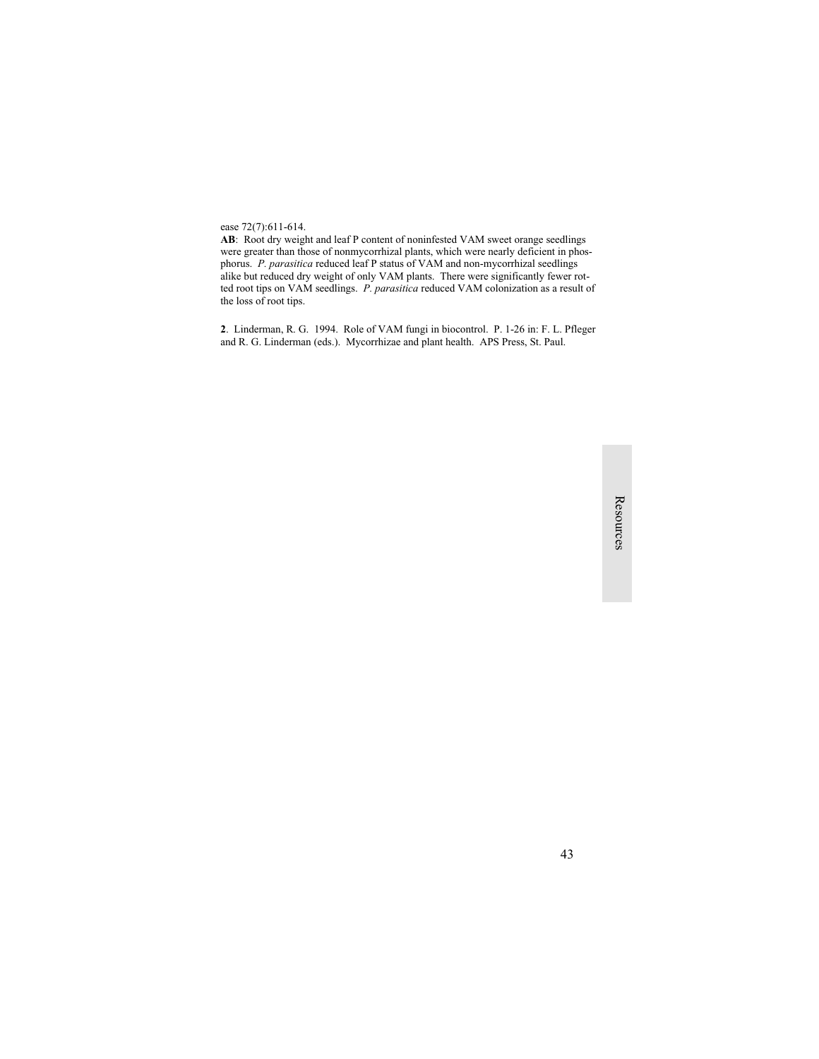ease 72(7):611-614.
**AB**: Root dry weight and leaf P content of noninfested VAM sweet orange seedlings were greater than those of nonmycorrhizal plants, which were nearly deficient in phosphorus. *P. parasitica* reduced leaf P status of VAM and non-mycorrhizal seedlings alike but reduced dry weight of only VAM plants. There were significantly fewer rotted root tips on VAM seedlings. *P. parasitica* reduced VAM colonization as a result of the loss of root tips.

**2**. Linderman, R. G. 1994. Role of VAM fungi in biocontrol. P. 1-26 in: F. L. Pfleger and R. G. Linderman (eds.). Mycorrhizae and plant health. APS Press, St. Paul.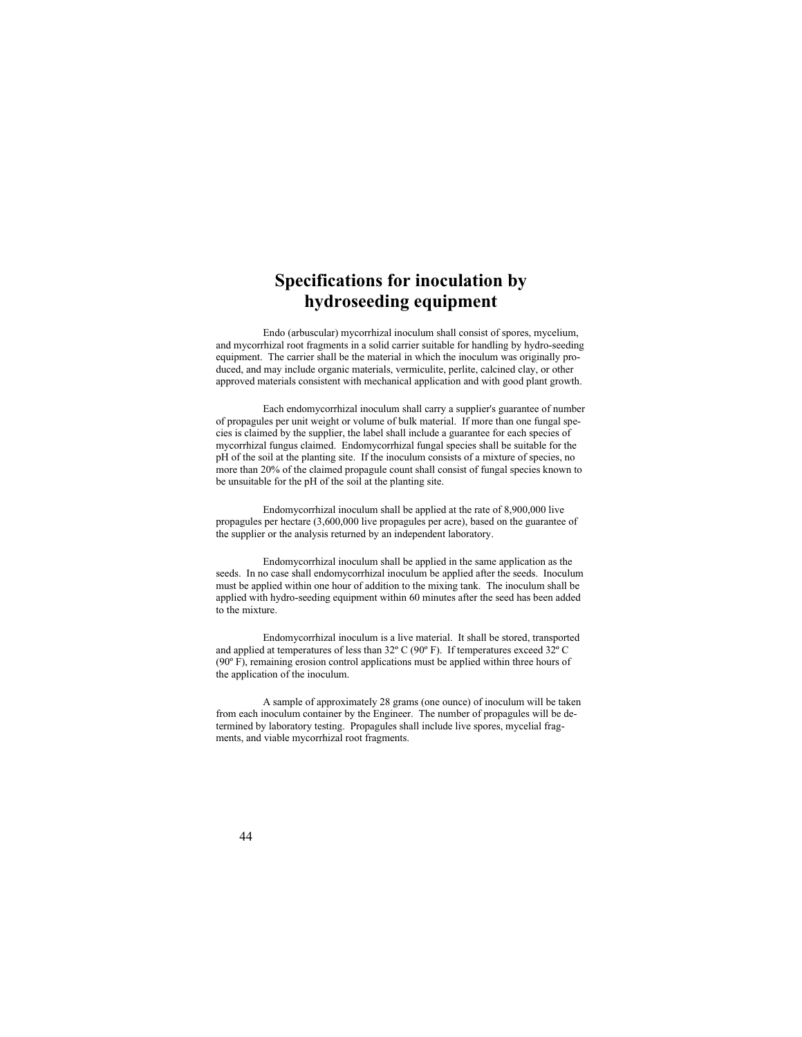# Specifications for inoculation by hydroseeding equipment

Endo (arbuscular) mycorrhizal inoculum shall consist of spores, mycelium, and mycorrhizal root fragments in a solid carrier suitable for handling by hydro-seeding equipment. The carrier shall be the material in which the inoculum was originally produced, and may include organic materials, vermiculite, perlite, calcined clay, or other approved materials consistent with mechanical application and with good plant growth.

Each endomycorrhizal inoculum shall carry a supplier's guarantee of number of propagules per unit weight or volume of bulk material. If more than one fungal species is claimed by the supplier, the label shall include a guarantee for each species of mycorrhizal fungus claimed. Endomycorrhizal fungal species shall be suitable for the pH of the soil at the planting site. If the inoculum consists of a mixture of species, no more than 20% of the claimed propagule count shall consist of fungal species known to be unsuitable for the pH of the soil at the planting site.

Endomycorrhizal inoculum shall be applied at the rate of 8,900,000 live propagules per hectare (3,600,000 live propagules per acre), based on the guarantee of the supplier or the analysis returned by an independent laboratory.

Endomycorrhizal inoculum shall be applied in the same application as the seeds. In no case shall endomycorrhizal inoculum be applied after the seeds. Inoculum must be applied within one hour of addition to the mixing tank. The inoculum shall be applied with hydro-seeding equipment within 60 minutes after the seed has been added to the mixture.

Endomycorrhizal inoculum is a live material. It shall be stored, transported and applied at temperatures of less than 32º C (90º F). If temperatures exceed 32º C (90º F), remaining erosion control applications must be applied within three hours of the application of the inoculum.

A sample of approximately 28 grams (one ounce) of inoculum will be taken from each inoculum container by the Engineer. The number of propagules will be determined by laboratory testing. Propagules shall include live spores, mycelial fragments, and viable mycorrhizal root fragments.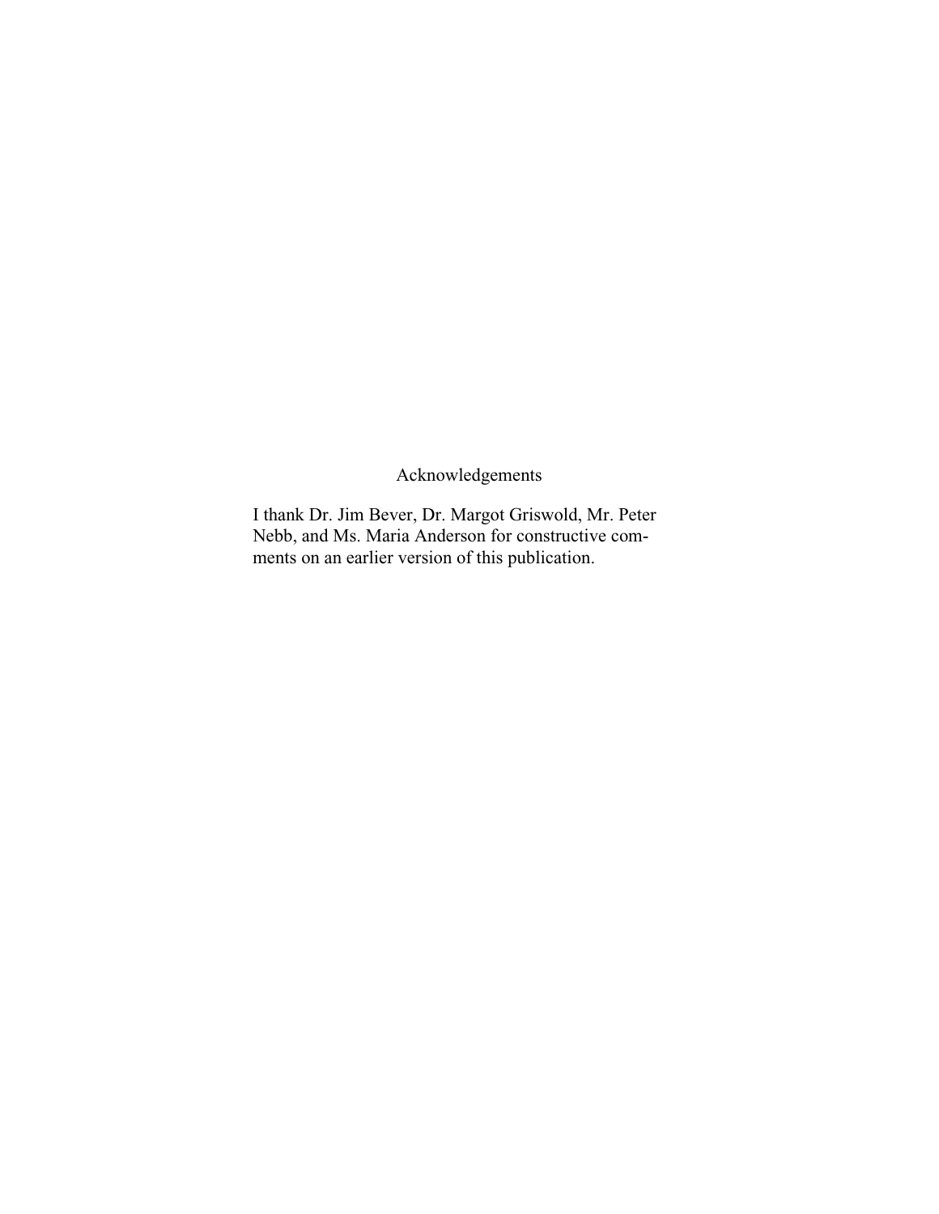## Acknowledgements

I thank Dr. Jim Bever, Dr. Margot Griswold, Mr. Peter Nebb, and Ms. Maria Anderson for constructive comments on an earlier version of this publication.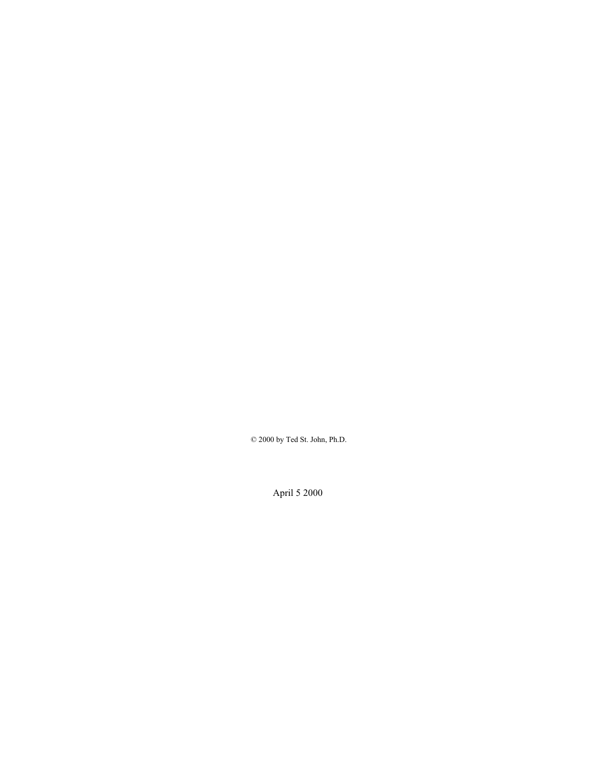© 2000 by Ted St. John, Ph.D.

April 5 2000